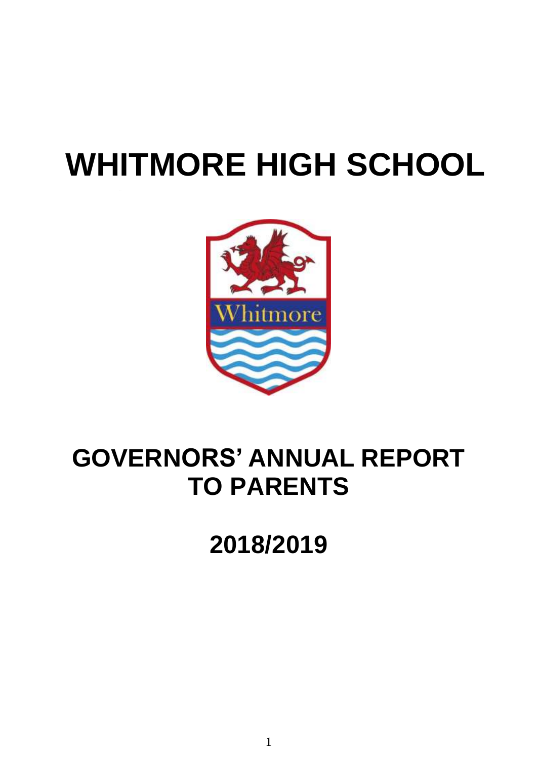# WHITMORE HIGH SCHOOL

# GOVERNORS' ANNUAL REPORT TO PARENTS

# 2018/2019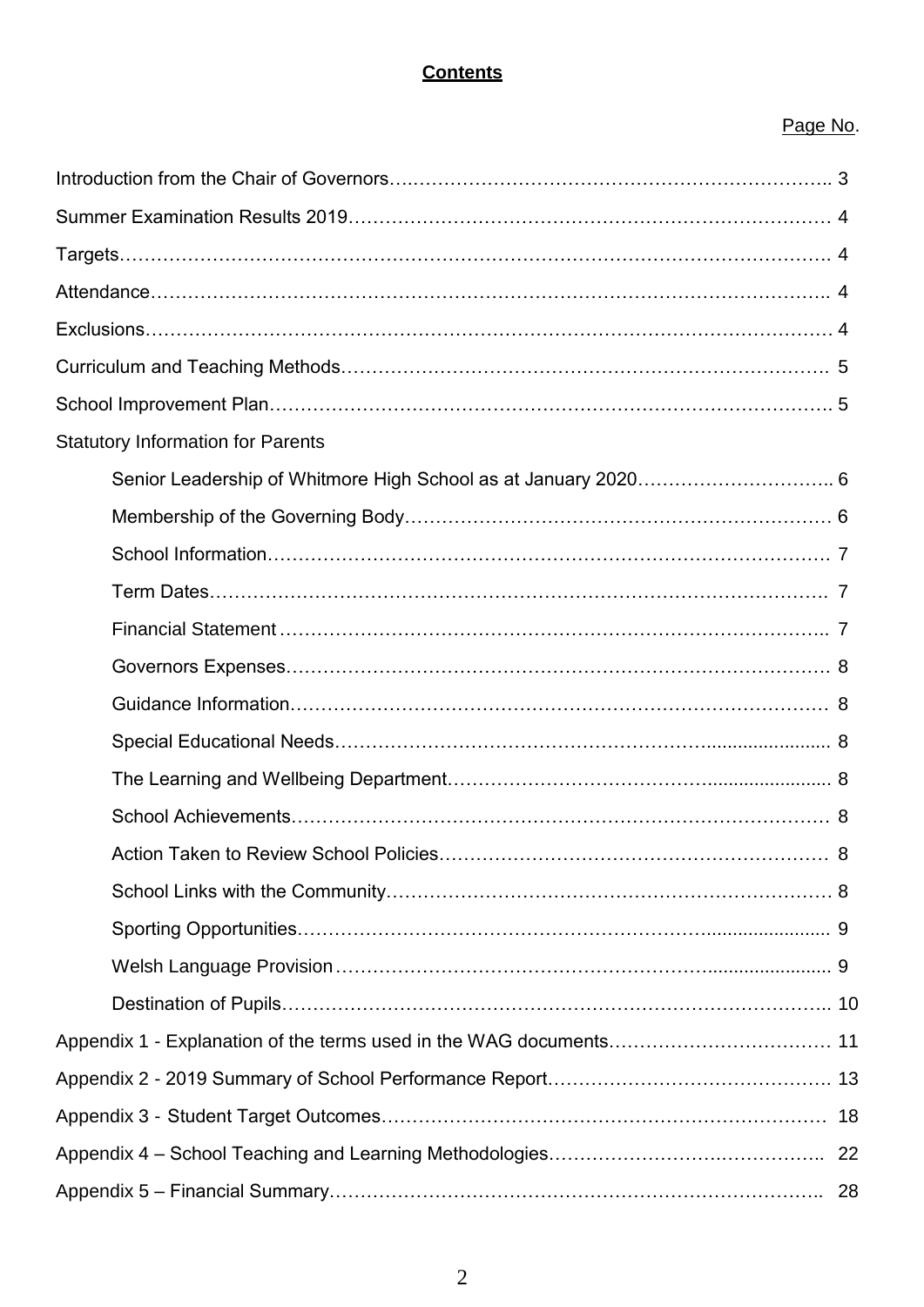## Contents

| | Page No. |
|---|---|
| Introduction from the Chair of Governors | 3 |
| Summer Examination Results 2019 | 4 |
| Targets | 4 |
| Attendance | 4 |
| Exclusions | 4 |
| Curriculum and Teaching Methods | 5 |
| School Improvement Plan | 5 |
| Statutory Information for Parents | |
| Senior Leadership of Whitmore High School as at January 2020 | 6 |
| Membership of the Governing Body | 6 |
| School Information | 7 |
| Term Dates | 7 |
| Financial Statement | 7 |
| Governors Expenses | 8 |
| Guidance Information | 8 |
| Special Educational Needs | 8 |
| The Learning and Wellbeing Department | 8 |
| School Achievements | 8 |
| Action Taken to Review School Policies | 8 |
| School Links with the Community | 8 |
| Sporting Opportunities | 9 |
| Welsh Language Provision | 9 |
| Destination of Pupils | 10 |
| Appendix 1 - Explanation of the terms used in the WAG documents | 11 |
| Appendix 2 - 2019 Summary of School Performance Report | 13 |
| Appendix 3 - Student Target Outcomes | 18 |
| Appendix 4 – School Teaching and Learning Methodologies | 22 |
| Appendix 5 – Financial Summary | 28 |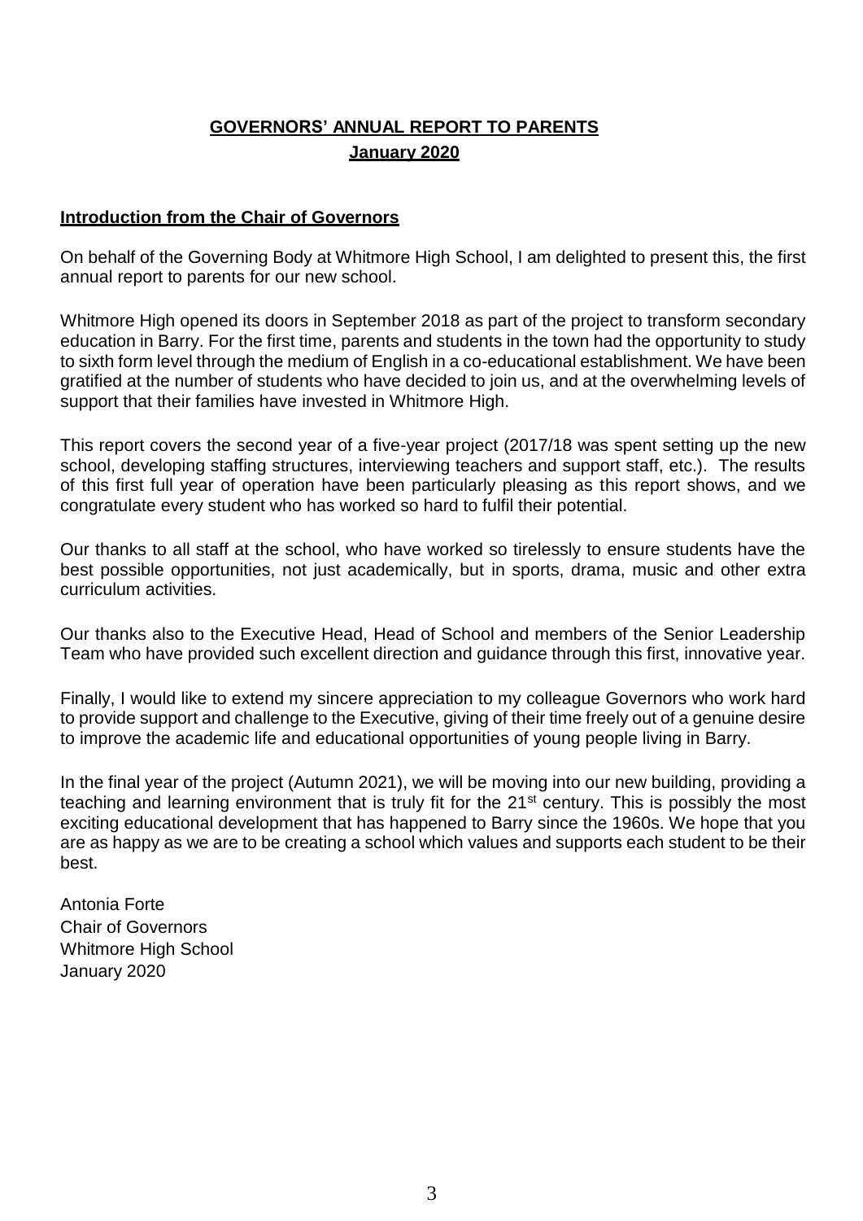# GOVERNORS' ANNUAL REPORT TO PARENTS

## January 2020

### Introduction from the Chair of Governors

On behalf of the Governing Body at Whitmore High School, I am delighted to present this, the first annual report to parents for our new school.

Whitmore High opened its doors in September 2018 as part of the project to transform secondary education in Barry. For the first time, parents and students in the town had the opportunity to study to sixth form level through the medium of English in a co-educational establishment. We have been gratified at the number of students who have decided to join us, and at the overwhelming levels of support that their families have invested in Whitmore High.

This report covers the second year of a five-year project (2017/18 was spent setting up the new school, developing staffing structures, interviewing teachers and support staff, etc.). The results of this first full year of operation have been particularly pleasing as this report shows, and we congratulate every student who has worked so hard to fulfil their potential.

Our thanks to all staff at the school, who have worked so tirelessly to ensure students have the best possible opportunities, not just academically, but in sports, drama, music and other extra curriculum activities.

Our thanks also to the Executive Head, Head of School and members of the Senior Leadership Team who have provided such excellent direction and guidance through this first, innovative year.

Finally, I would like to extend my sincere appreciation to my colleague Governors who work hard to provide support and challenge to the Executive, giving of their time freely out of a genuine desire to improve the academic life and educational opportunities of young people living in Barry.

In the final year of the project (Autumn 2021), we will be moving into our new building, providing a teaching and learning environment that is truly fit for the 21st century. This is possibly the most exciting educational development that has happened to Barry since the 1960s. We hope that you are as happy as we are to be creating a school which values and supports each student to be their best.

Antonia Forte
Chair of Governors
Whitmore High School
January 2020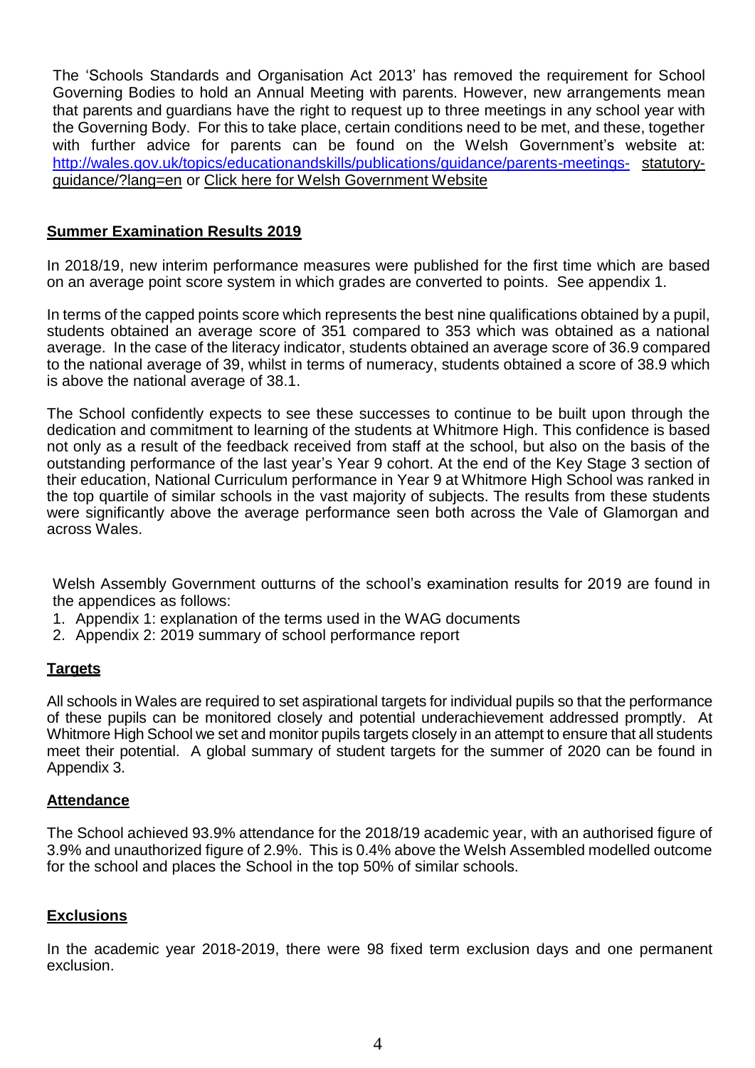The 'Schools Standards and Organisation Act 2013' has removed the requirement for School Governing Bodies to hold an Annual Meeting with parents. However, new arrangements mean that parents and guardians have the right to request up to three meetings in any school year with the Governing Body. For this to take place, certain conditions need to be met, and these, together with further advice for parents can be found on the Welsh Government's website at: [http://wales.gov.uk/topics/educationandskills/publications/guidance/parents-meetings-statutory-guidance/?lang=en](http://wales.gov.uk/topics/educationandskills/publications/guidance/parents-meetings-statutory-guidance/?lang=en) or Click here for Welsh Government Website

## Summer Examination Results 2019

In 2018/19, new interim performance measures were published for the first time which are based on an average point score system in which grades are converted to points. See appendix 1.

In terms of the capped points score which represents the best nine qualifications obtained by a pupil, students obtained an average score of 351 compared to 353 which was obtained as a national average. In the case of the literacy indicator, students obtained an average score of 36.9 compared to the national average of 39, whilst in terms of numeracy, students obtained a score of 38.9 which is above the national average of 38.1.

The School confidently expects to see these successes to continue to be built upon through the dedication and commitment to learning of the students at Whitmore High. This confidence is based not only as a result of the feedback received from staff at the school, but also on the basis of the outstanding performance of the last year's Year 9 cohort. At the end of the Key Stage 3 section of their education, National Curriculum performance in Year 9 at Whitmore High School was ranked in the top quartile of similar schools in the vast majority of subjects. The results from these students were significantly above the average performance seen both across the Vale of Glamorgan and across Wales.

Welsh Assembly Government outturns of the school's examination results for 2019 are found in the appendices as follows:

1. Appendix 1: explanation of the terms used in the WAG documents
2. Appendix 2: 2019 summary of school performance report

## Targets

All schools in Wales are required to set aspirational targets for individual pupils so that the performance of these pupils can be monitored closely and potential underachievement addressed promptly. At Whitmore High School we set and monitor pupils targets closely in an attempt to ensure that all students meet their potential. A global summary of student targets for the summer of 2020 can be found in Appendix 3.

## Attendance

The School achieved 93.9% attendance for the 2018/19 academic year, with an authorised figure of 3.9% and unauthorized figure of 2.9%. This is 0.4% above the Welsh Assembled modelled outcome for the school and places the School in the top 50% of similar schools.

## Exclusions

In the academic year 2018-2019, there were 98 fixed term exclusion days and one permanent exclusion.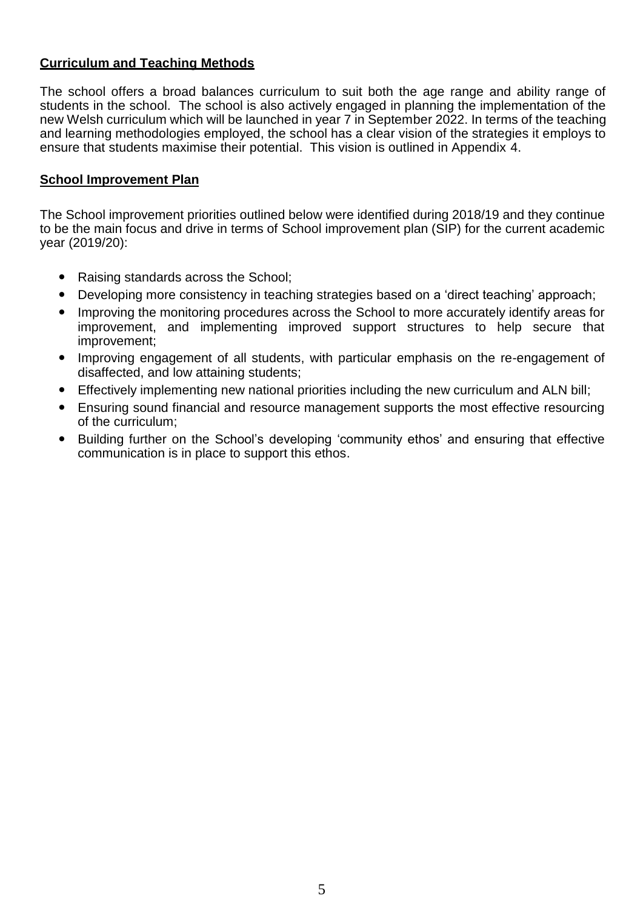**Curriculum and Teaching Methods**

The school offers a broad balances curriculum to suit both the age range and ability range of students in the school. The school is also actively engaged in planning the implementation of the new Welsh curriculum which will be launched in year 7 in September 2022. In terms of the teaching and learning methodologies employed, the school has a clear vision of the strategies it employs to ensure that students maximise their potential. This vision is outlined in Appendix 4.

**School Improvement Plan**

The School improvement priorities outlined below were identified during 2018/19 and they continue to be the main focus and drive in terms of School improvement plan (SIP) for the current academic year (2019/20):

- Raising standards across the School;
- Developing more consistency in teaching strategies based on a 'direct teaching' approach;
- Improving the monitoring procedures across the School to more accurately identify areas for improvement, and implementing improved support structures to help secure that improvement;
- Improving engagement of all students, with particular emphasis on the re-engagement of disaffected, and low attaining students;
- Effectively implementing new national priorities including the new curriculum and ALN bill;
- Ensuring sound financial and resource management supports the most effective resourcing of the curriculum;
- Building further on the School's developing 'community ethos' and ensuring that effective communication is in place to support this ethos.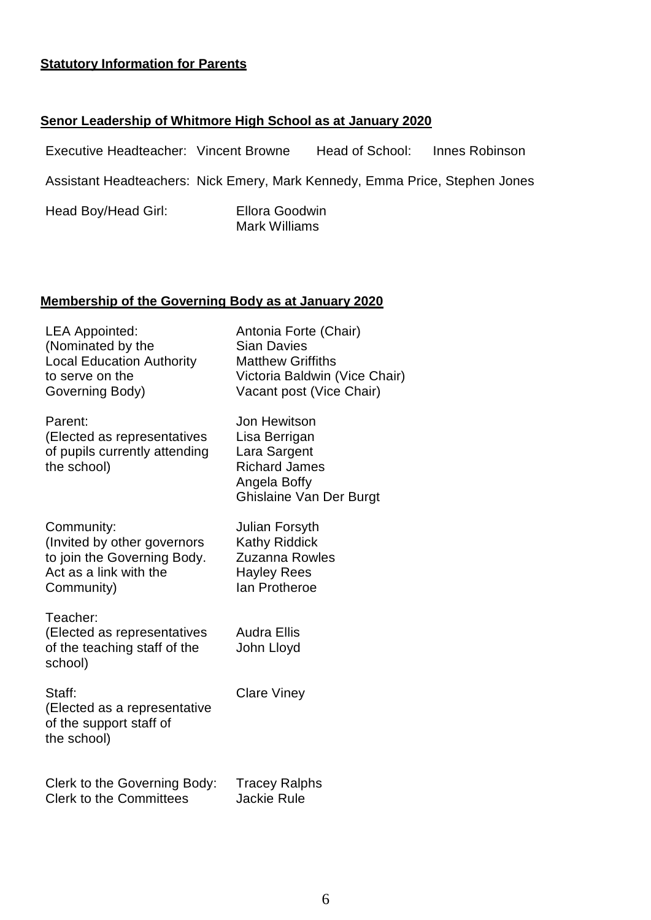**Statutory Information for Parents**

**Senor Leadership of Whitmore High School as at January 2020**

Executive Headteacher: Vincent Browne    Head of School: Innes Robinson

Assistant Headteachers: Nick Emery, Mark Kennedy, Emma Price, Stephen Jones

Head Boy/Head Girl: Ellora Goodwin
Mark Williams

**Membership of the Governing Body as at January 2020**

| | |
|---|---|
| LEA Appointed:<br>(Nominated by the Local Education Authority to serve on the Governing Body) | Antonia Forte (Chair)<br>Sian Davies<br>Matthew Griffiths<br>Victoria Baldwin (Vice Chair)<br>Vacant post (Vice Chair) |
| Parent:<br>(Elected as representatives of pupils currently attending the school) | Jon Hewitson<br>Lisa Berrigan<br>Lara Sargent<br>Richard James<br>Angela Boffy<br>Ghislaine Van Der Burgt |
| Community:<br>(Invited by other governors to join the Governing Body. Act as a link with the Community) | Julian Forsyth<br>Kathy Riddick<br>Zuzanna Rowles<br>Hayley Rees<br>Ian Protheroe |
| Teacher:<br>(Elected as representatives of the teaching staff of the school) | Audra Ellis<br>John Lloyd |
| Staff:<br>(Elected as a representative of the support staff of the school) | Clare Viney |
| Clerk to the Governing Body:<br>Clerk to the Committees | Tracey Ralphs<br>Jackie Rule |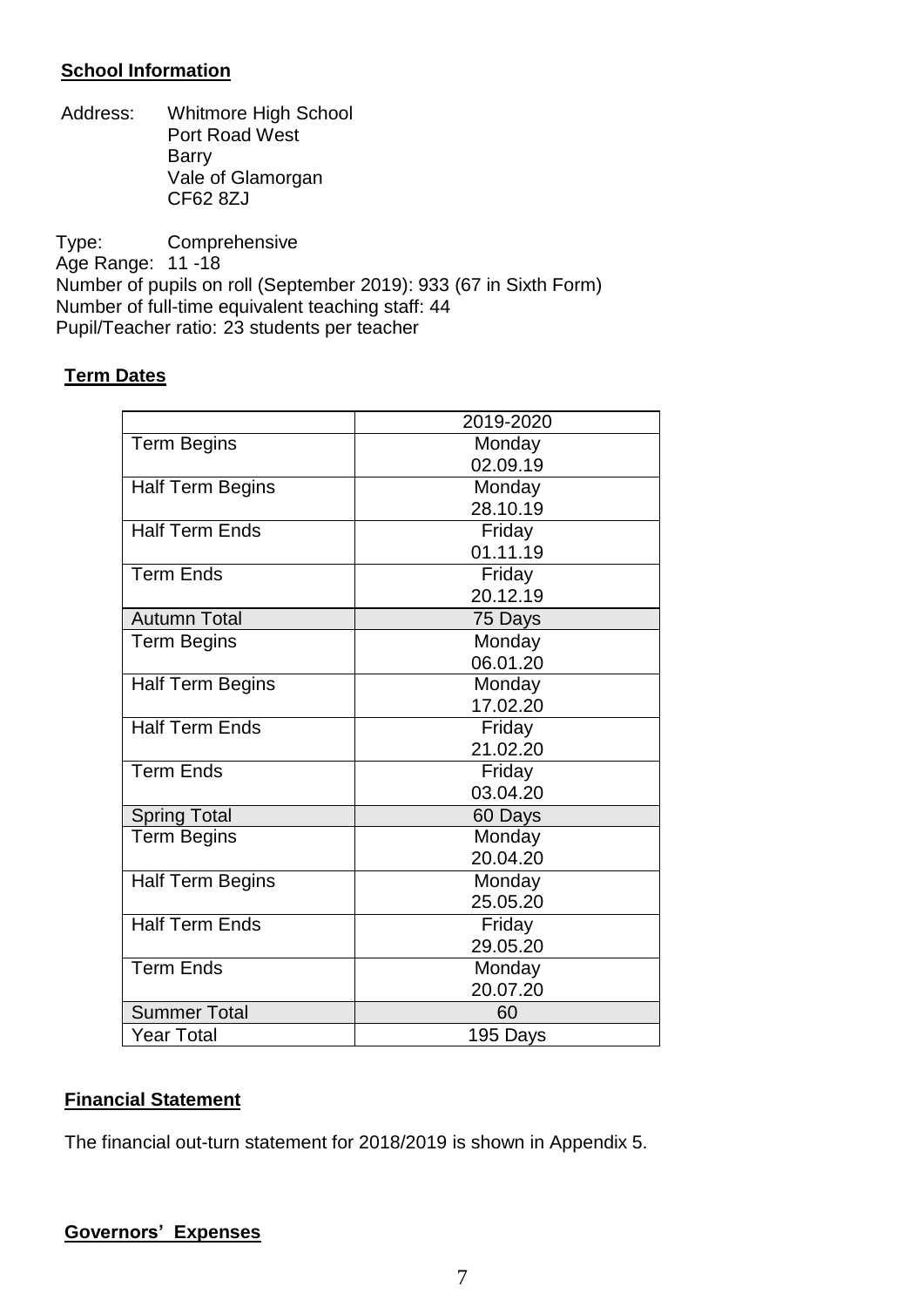## School Information

Address: Whitmore High School
Port Road West
Barry
Vale of Glamorgan
CF62 8ZJ

Type: Comprehensive
Age Range: 11 -18
Number of pupils on roll (September 2019): 933 (67 in Sixth Form)
Number of full-time equivalent teaching staff: 44
Pupil/Teacher ratio: 23 students per teacher

## Term Dates

| | 2019-2020 |
|---|---|
| Term Begins | Monday 02.09.19 |
| Half Term Begins | Monday 28.10.19 |
| Half Term Ends | Friday 01.11.19 |
| Term Ends | Friday 20.12.19 |
| Autumn Total | 75 Days |
| Term Begins | Monday 06.01.20 |
| Half Term Begins | Monday 17.02.20 |
| Half Term Ends | Friday 21.02.20 |
| Term Ends | Friday 03.04.20 |
| Spring Total | 60 Days |
| Term Begins | Monday 20.04.20 |
| Half Term Begins | Monday 25.05.20 |
| Half Term Ends | Friday 29.05.20 |
| Term Ends | Monday 20.07.20 |
| Summer Total | 60 |
| Year Total | 195 Days |

## Financial Statement

The financial out-turn statement for 2018/2019 is shown in Appendix 5.

## Governors' Expenses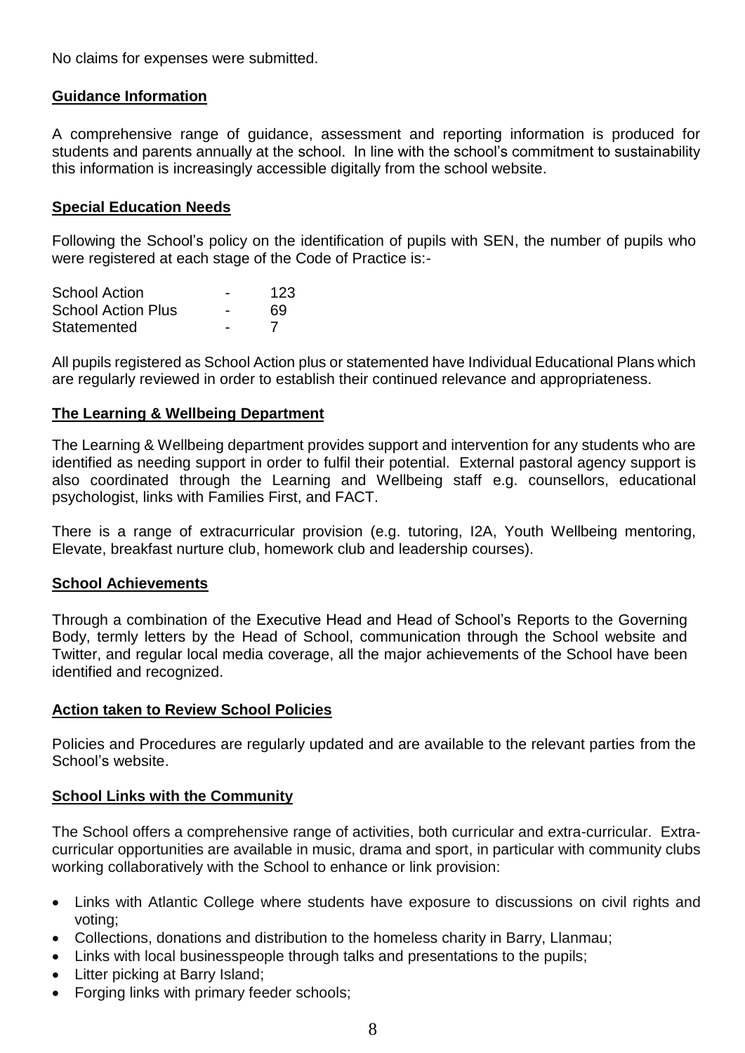No claims for expenses were submitted.

## Guidance Information

A comprehensive range of guidance, assessment and reporting information is produced for students and parents annually at the school. In line with the school's commitment to sustainability this information is increasingly accessible digitally from the school website.

## Special Education Needs

Following the School's policy on the identification of pupils with SEN, the number of pupils who were registered at each stage of the Code of Practice is:-

| | | |
|---|---|---|
| School Action | - | 123 |
| School Action Plus | - | 69 |
| Statemented | - | 7 |

All pupils registered as School Action plus or statemented have Individual Educational Plans which are regularly reviewed in order to establish their continued relevance and appropriateness.

## The Learning & Wellbeing Department

The Learning & Wellbeing department provides support and intervention for any students who are identified as needing support in order to fulfil their potential. External pastoral agency support is also coordinated through the Learning and Wellbeing staff e.g. counsellors, educational psychologist, links with Families First, and FACT.

There is a range of extracurricular provision (e.g. tutoring, I2A, Youth Wellbeing mentoring, Elevate, breakfast nurture club, homework club and leadership courses).

## School Achievements

Through a combination of the Executive Head and Head of School's Reports to the Governing Body, termly letters by the Head of School, communication through the School website and Twitter, and regular local media coverage, all the major achievements of the School have been identified and recognized.

## Action taken to Review School Policies

Policies and Procedures are regularly updated and are available to the relevant parties from the School's website.

## School Links with the Community

The School offers a comprehensive range of activities, both curricular and extra-curricular. Extra-curricular opportunities are available in music, drama and sport, in particular with community clubs working collaboratively with the School to enhance or link provision:

- Links with Atlantic College where students have exposure to discussions on civil rights and voting;
- Collections, donations and distribution to the homeless charity in Barry, Llanmau;
- Links with local businesspeople through talks and presentations to the pupils;
- Litter picking at Barry Island;
- Forging links with primary feeder schools;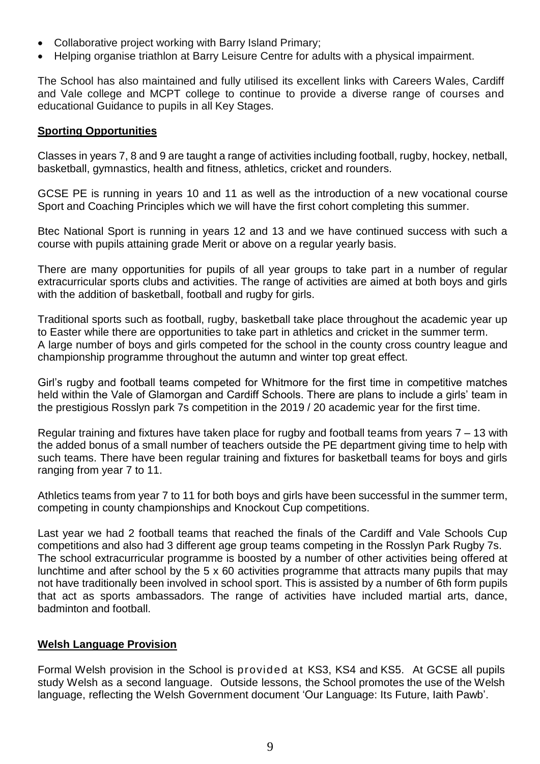- Collaborative project working with Barry Island Primary;
- Helping organise triathlon at Barry Leisure Centre for adults with a physical impairment.

The School has also maintained and fully utilised its excellent links with Careers Wales, Cardiff and Vale college and MCPT college to continue to provide a diverse range of courses and educational Guidance to pupils in all Key Stages.

## Sporting Opportunities

Classes in years 7, 8 and 9 are taught a range of activities including football, rugby, hockey, netball, basketball, gymnastics, health and fitness, athletics, cricket and rounders.

GCSE PE is running in years 10 and 11 as well as the introduction of a new vocational course Sport and Coaching Principles which we will have the first cohort completing this summer.

Btec National Sport is running in years 12 and 13 and we have continued success with such a course with pupils attaining grade Merit or above on a regular yearly basis.

There are many opportunities for pupils of all year groups to take part in a number of regular extracurricular sports clubs and activities. The range of activities are aimed at both boys and girls with the addition of basketball, football and rugby for girls.

Traditional sports such as football, rugby, basketball take place throughout the academic year up to Easter while there are opportunities to take part in athletics and cricket in the summer term. A large number of boys and girls competed for the school in the county cross country league and championship programme throughout the autumn and winter top great effect.

Girl's rugby and football teams competed for Whitmore for the first time in competitive matches held within the Vale of Glamorgan and Cardiff Schools. There are plans to include a girls' team in the prestigious Rosslyn park 7s competition in the 2019 / 20 academic year for the first time.

Regular training and fixtures have taken place for rugby and football teams from years 7 – 13 with the added bonus of a small number of teachers outside the PE department giving time to help with such teams. There have been regular training and fixtures for basketball teams for boys and girls ranging from year 7 to 11.

Athletics teams from year 7 to 11 for both boys and girls have been successful in the summer term, competing in county championships and Knockout Cup competitions.

Last year we had 2 football teams that reached the finals of the Cardiff and Vale Schools Cup competitions and also had 3 different age group teams competing in the Rosslyn Park Rugby 7s. The school extracurricular programme is boosted by a number of other activities being offered at lunchtime and after school by the 5 x 60 activities programme that attracts many pupils that may not have traditionally been involved in school sport. This is assisted by a number of 6th form pupils that act as sports ambassadors. The range of activities have included martial arts, dance, badminton and football.

## Welsh Language Provision

Formal Welsh provision in the School is provided at KS3, KS4 and KS5. At GCSE all pupils study Welsh as a second language. Outside lessons, the School promotes the use of the Welsh language, reflecting the Welsh Government document 'Our Language: Its Future, Iaith Pawb'.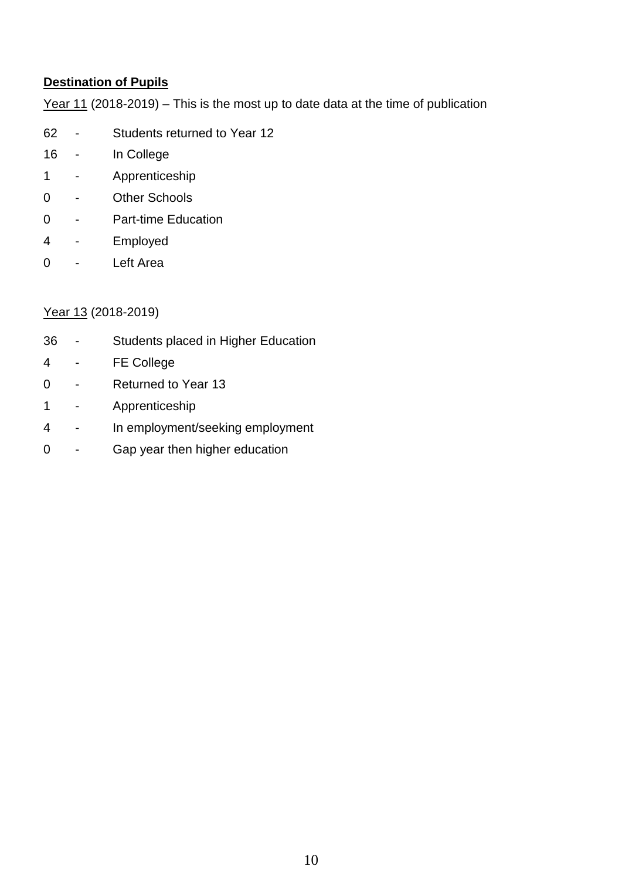## Destination of Pupils

Year 11 (2018-2019) – This is the most up to date data at the time of publication

62 - Students returned to Year 12

16 - In College

1 - Apprenticeship

0 - Other Schools

0 - Part-time Education

4 - Employed

0 - Left Area

Year 13 (2018-2019)

36 - Students placed in Higher Education

4 - FE College

0 - Returned to Year 13

1 - Apprenticeship

4 - In employment/seeking employment

0 - Gap year then higher education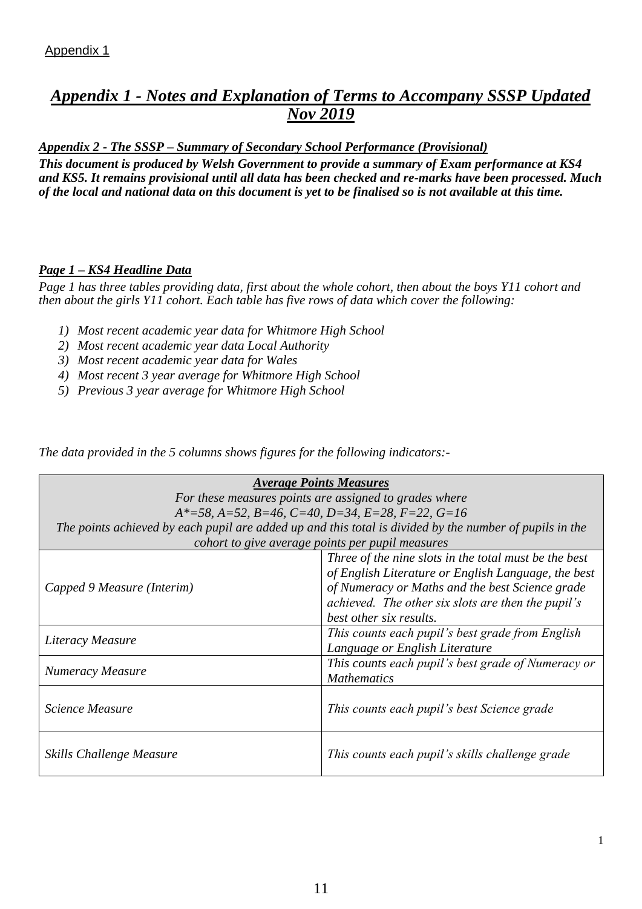Appendix 1

# *Appendix 1 - Notes and Explanation of Terms to Accompany SSSP Updated Nov 2019*

***Appendix 2 - The SSSP – Summary of Secondary School Performance (Provisional)***

***This document is produced by Welsh Government to provide a summary of Exam performance at KS4 and KS5. It remains provisional until all data has been checked and re-marks have been processed. Much of the local and national data on this document is yet to be finalised so is not available at this time.***

***Page 1 – KS4 Headline Data***

*Page 1 has three tables providing data, first about the whole cohort, then about the boys Y11 cohort and then about the girls Y11 cohort. Each table has five rows of data which cover the following:*

1) *Most recent academic year data for Whitmore High School*
2) *Most recent academic year data Local Authority*
3) *Most recent academic year data for Wales*
4) *Most recent 3 year average for Whitmore High School*
5) *Previous 3 year average for Whitmore High School*

*The data provided in the 5 columns shows figures for the following indicators:-*

| ***Average Points Measures*** *For these measures points are assigned to grades where A*=58, A=52, B=46, C=40, D=34, E=28, F=22, G=16 The points achieved by each pupil are added up and this total is divided by the number of pupils in the cohort to give average points per pupil measures* | |
|---|---|
| *Capped 9 Measure (Interim)* | *Three of the nine slots in the total must be the best of English Literature or English Language, the best of Numeracy or Maths and the best Science grade achieved. The other six slots are then the pupil's best other six results.* |
| *Literacy Measure* | *This counts each pupil's best grade from English Language or English Literature* |
| *Numeracy Measure* | *This counts each pupil's best grade of Numeracy or Mathematics* |
| *Science Measure* | *This counts each pupil's best Science grade* |
| *Skills Challenge Measure* | *This counts each pupil's skills challenge grade* |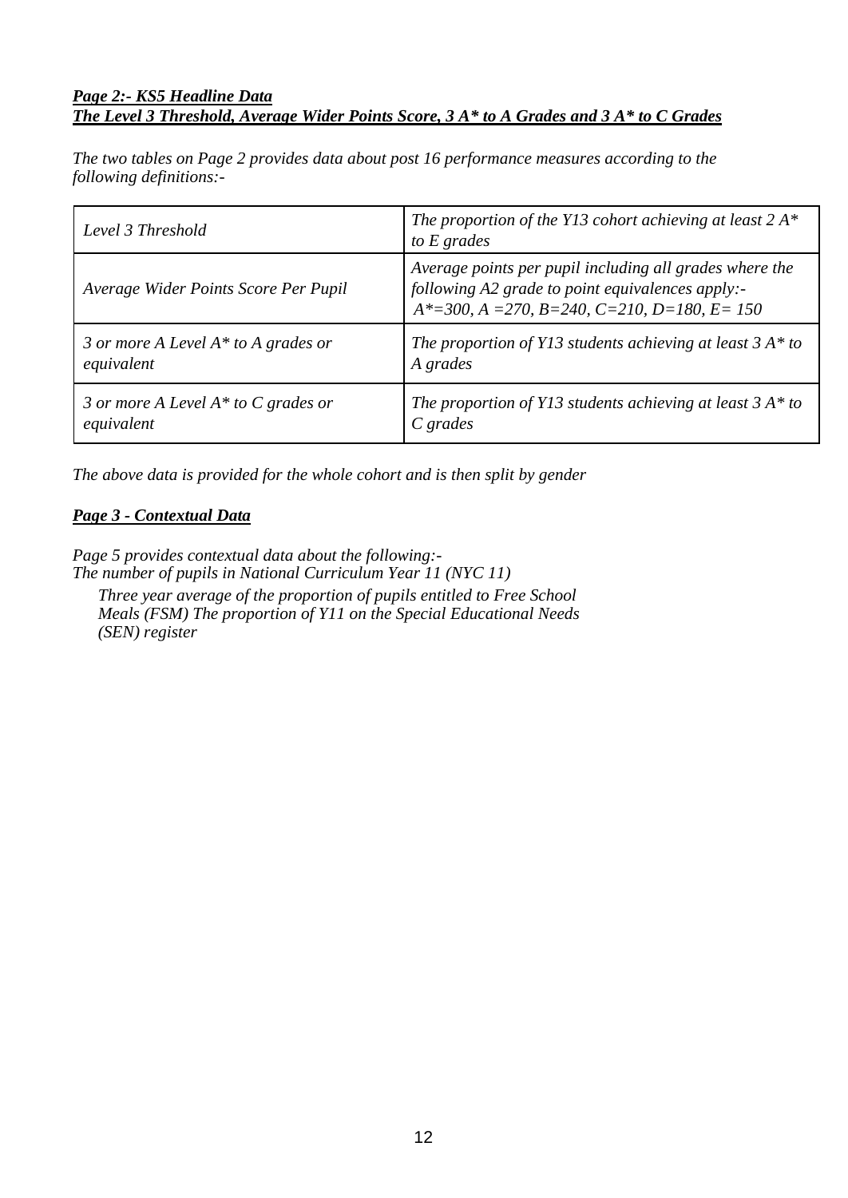***Page 2:- KS5 Headline Data***
***The Level 3 Threshold, Average Wider Points Score, 3 A* to A Grades and 3 A* to C Grades***

*The two tables on Page 2 provides data about post 16 performance measures according to the following definitions:-*

| | |
|---|---|
| *Level 3 Threshold* | *The proportion of the Y13 cohort achieving at least 2 A* to E grades* |
| *Average Wider Points Score Per Pupil* | *Average points per pupil including all grades where the following A2 grade to point equivalences apply:- A*=300, A =270, B=240, C=210, D=180, E= 150* |
| *3 or more A Level A* to A grades or equivalent* | *The proportion of Y13 students achieving at least 3 A* to A grades* |
| *3 or more A Level A* to C grades or equivalent* | *The proportion of Y13 students achieving at least 3 A* to C grades* |

*The above data is provided for the whole cohort and is then split by gender*

***Page 3 - Contextual Data***

*Page 5 provides contextual data about the following:-*
*The number of pupils in National Curriculum Year 11 (NYC 11)*

*Three year average of the proportion of pupils entitled to Free School Meals (FSM) The proportion of Y11 on the Special Educational Needs (SEN) register*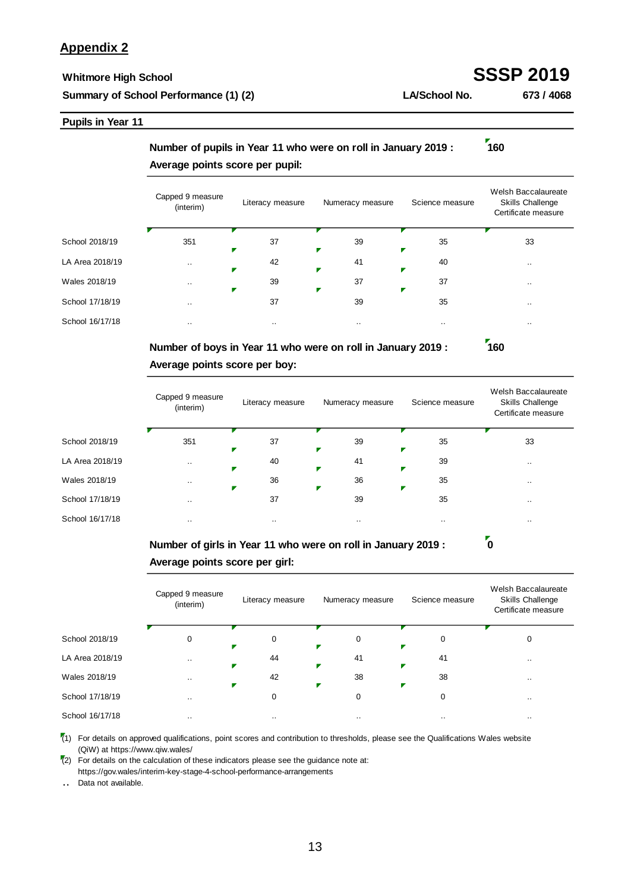## Appendix 2

**Whitmore High School** **SSSP 2019**

**Summary of School Performance (1) (2)** **LA/School No.** **673 / 4068**

**Pupils in Year 11**

**Number of pupils in Year 11 who were on roll in January 2019 :** **160**

**Average points score per pupil:**

| | Capped 9 measure (interim) | Literacy measure | Numeracy measure | Science measure | Welsh Baccalaureate Skills Challenge Certificate measure |
|---|---|---|---|---|---|
| School 2018/19 | 351 | 37 | 39 | 35 | 33 |
| LA Area 2018/19 | .. | 42 | 41 | 40 | .. |
| Wales 2018/19 | .. | 39 | 37 | 37 | .. |
| School 17/18/19 | .. | 37 | 39 | 35 | .. |
| School 16/17/18 | .. | .. | .. | .. | .. |

**Number of boys in Year 11 who were on roll in January 2019 :** **160**

**Average points score per boy:**

| | Capped 9 measure (interim) | Literacy measure | Numeracy measure | Science measure | Welsh Baccalaureate Skills Challenge Certificate measure |
|---|---|---|---|---|---|
| School 2018/19 | 351 | 37 | 39 | 35 | 33 |
| LA Area 2018/19 | .. | 40 | 41 | 39 | .. |
| Wales 2018/19 | .. | 36 | 36 | 35 | .. |
| School 17/18/19 | .. | 37 | 39 | 35 | .. |
| School 16/17/18 | .. | .. | .. | .. | .. |

**Number of girls in Year 11 who were on roll in January 2019 :** **0**

**Average points score per girl:**

| | Capped 9 measure (interim) | Literacy measure | Numeracy measure | Science measure | Welsh Baccalaureate Skills Challenge Certificate measure |
|---|---|---|---|---|---|
| School 2018/19 | 0 | 0 | 0 | 0 | 0 |
| LA Area 2018/19 | .. | 44 | 41 | 41 | .. |
| Wales 2018/19 | .. | 42 | 38 | 38 | .. |
| School 17/18/19 | .. | 0 | 0 | 0 | .. |
| School 16/17/18 | .. | .. | .. | .. | .. |

(1) For details on approved qualifications, point scores and contribution to thresholds, please see the Qualifications Wales website (QiW) at https://www.qiw.wales/

(2) For details on the calculation of these indicators please see the guidance note at: https://gov.wales/interim-key-stage-4-school-performance-arrangements

.. Data not available.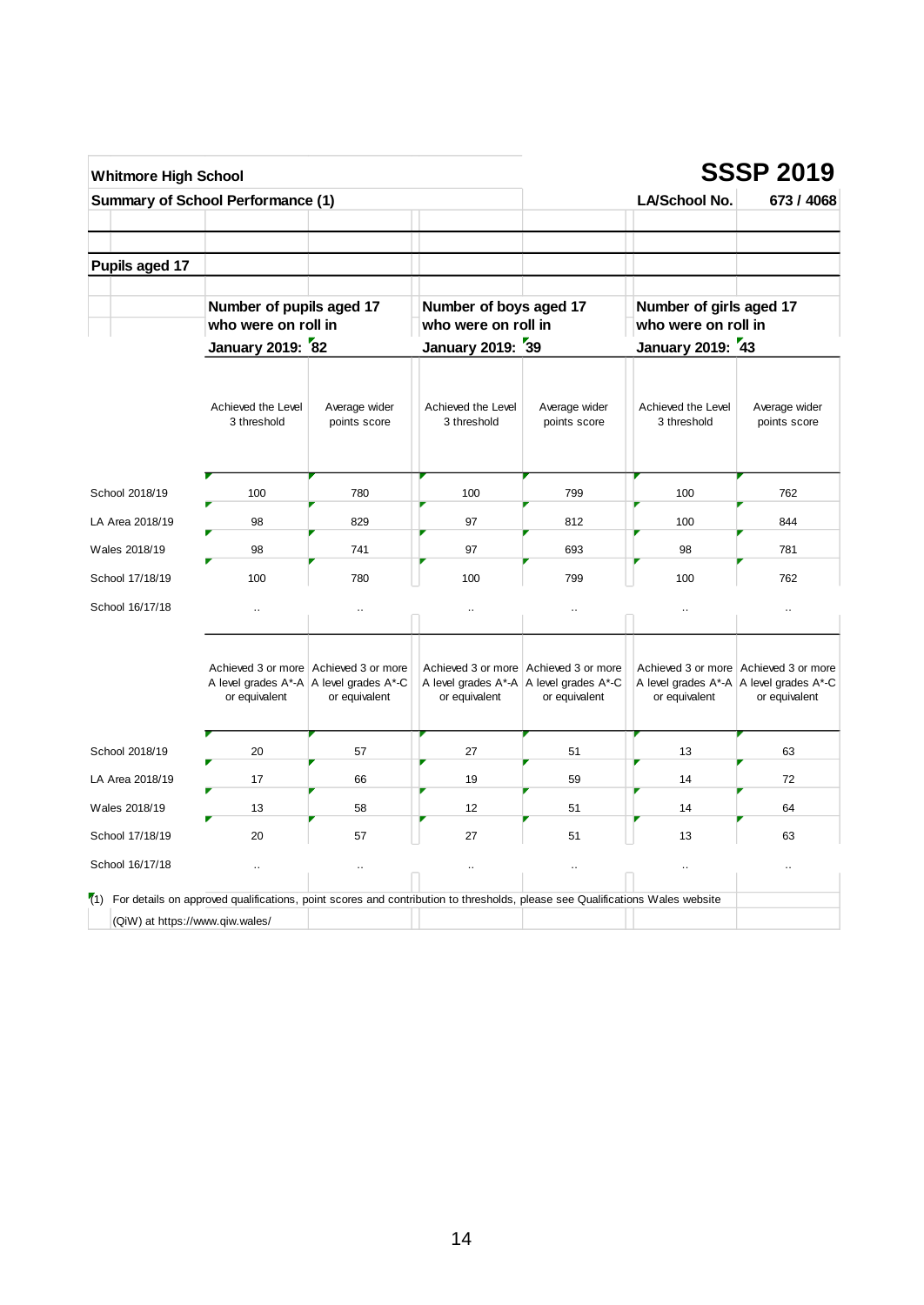**Whitmore High School** | **SSSP 2019**

**Summary of School Performance (1)** | **LA/School No.** 673 / 4068

## Pupils aged 17

| | Number of pupils aged 17 who were on roll in January 2019: 82 | | Number of boys aged 17 who were on roll in January 2019: 39 | | Number of girls aged 17 who were on roll in January 2019: 43 | |
|---|---|---|---|---|---|---|
| | Achieved the Level 3 threshold | Average wider points score | Achieved the Level 3 threshold | Average wider points score | Achieved the Level 3 threshold | Average wider points score |
| School 2018/19 | 100 | 780 | 100 | 799 | 100 | 762 |
| LA Area 2018/19 | 98 | 829 | 97 | 812 | 100 | 844 |
| Wales 2018/19 | 98 | 741 | 97 | 693 | 98 | 781 |
| School 17/18/19 | 100 | 780 | 100 | 799 | 100 | 762 |
| School 16/17/18 | .. | .. | .. | .. | .. | .. |

| | Achieved 3 or more A level grades A*-A or equivalent | Achieved 3 or more A level grades A*-C or equivalent | Achieved 3 or more A level grades A*-A or equivalent | Achieved 3 or more A level grades A*-C or equivalent | Achieved 3 or more A level grades A*-A or equivalent | Achieved 3 or more A level grades A*-C or equivalent |
|---|---|---|---|---|---|---|
| School 2018/19 | 20 | 57 | 27 | 51 | 13 | 63 |
| LA Area 2018/19 | 17 | 66 | 19 | 59 | 14 | 72 |
| Wales 2018/19 | 13 | 58 | 12 | 51 | 14 | 64 |
| School 17/18/19 | 20 | 57 | 27 | 51 | 13 | 63 |
| School 16/17/18 | .. | .. | .. | .. | .. | .. |

(1) For details on approved qualifications, point scores and contribution to thresholds, please see Qualifications Wales website (QiW) at https://www.qiw.wales/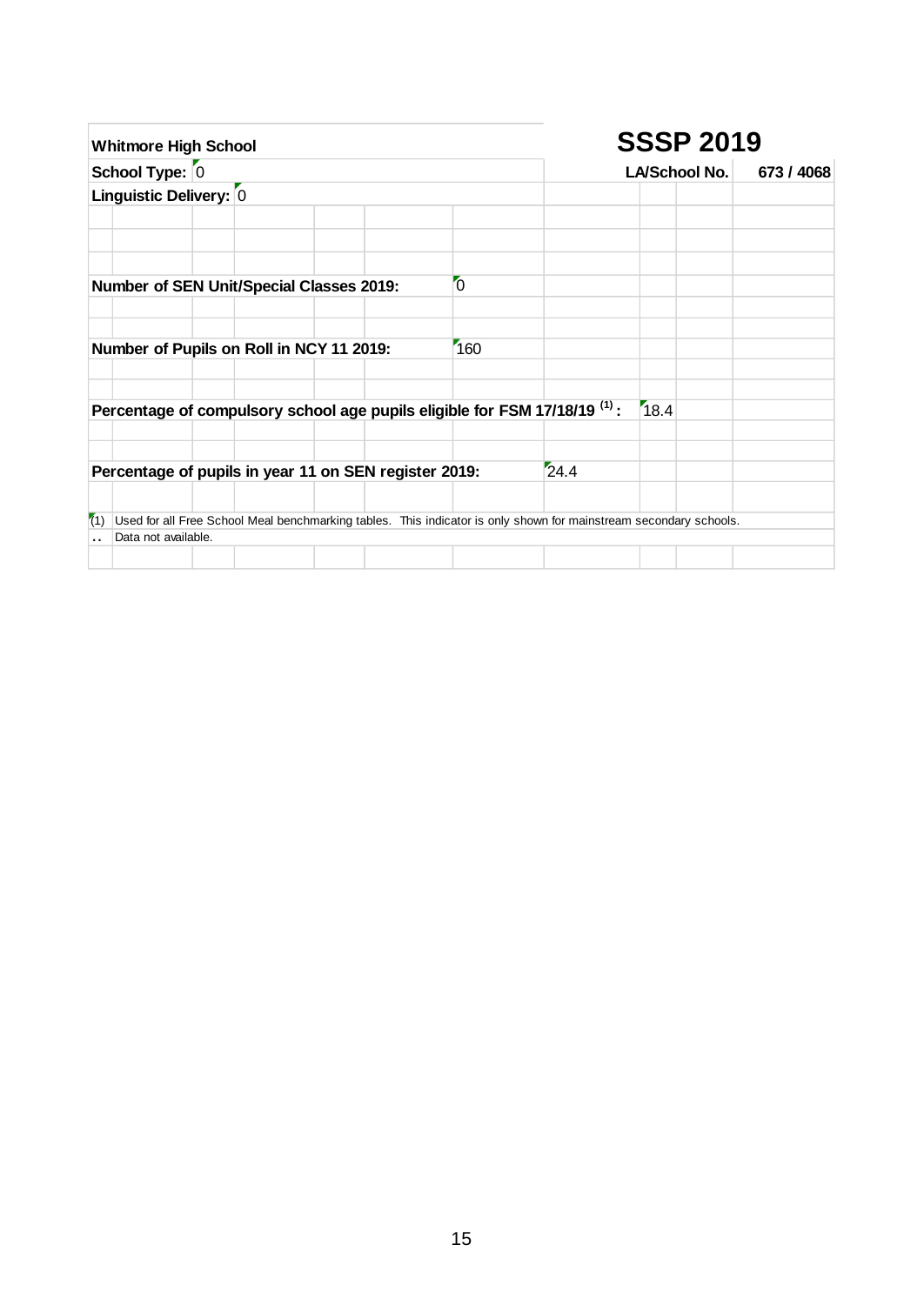**Whitmore High School** | **SSSP 2019**

**School Type:** 0 | **LA/School No.** 673 / 4068

**Linguistic Delivery:** 0

**Number of SEN Unit/Special Classes 2019:** 0

**Number of Pupils on Roll in NCY 11 2019:** 160

**Percentage of compulsory school age pupils eligible for FSM 17/18/19 (1) :** 18.4

**Percentage of pupils in year 11 on SEN register 2019:** 24.4

(1) Used for all Free School Meal benchmarking tables. This indicator is only shown for mainstream secondary schools.

.. Data not available.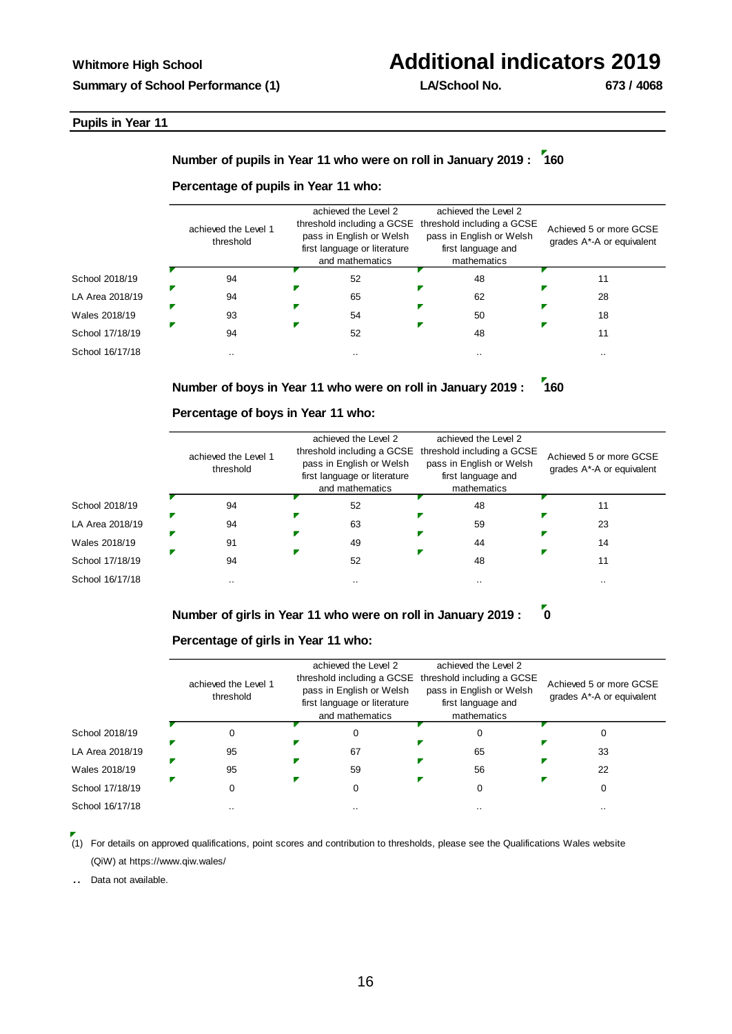**Whitmore High School**

**Summary of School Performance (1)**

# Additional indicators 2019

**LA/School No.** **673 / 4068**

## Pupils in Year 11

**Number of pupils in Year 11 who were on roll in January 2019 : 160**

**Percentage of pupils in Year 11 who:**

| | achieved the Level 1 threshold | achieved the Level 2 threshold including a GCSE pass in English or Welsh first language or literature and mathematics | achieved the Level 2 threshold including a GCSE pass in English or Welsh first language and mathematics | Achieved 5 or more GCSE grades A*-A or equivalent |
|---|---|---|---|---|
| School 2018/19 | 94 | 52 | 48 | 11 |
| LA Area 2018/19 | 94 | 65 | 62 | 28 |
| Wales 2018/19 | 93 | 54 | 50 | 18 |
| School 17/18/19 | 94 | 52 | 48 | 11 |
| School 16/17/18 | .. | .. | .. | .. |

**Number of boys in Year 11 who were on roll in January 2019 : 160**

**Percentage of boys in Year 11 who:**

| | achieved the Level 1 threshold | achieved the Level 2 threshold including a GCSE pass in English or Welsh first language or literature and mathematics | achieved the Level 2 threshold including a GCSE pass in English or Welsh first language and mathematics | Achieved 5 or more GCSE grades A*-A or equivalent |
|---|---|---|---|---|
| School 2018/19 | 94 | 52 | 48 | 11 |
| LA Area 2018/19 | 94 | 63 | 59 | 23 |
| Wales 2018/19 | 91 | 49 | 44 | 14 |
| School 17/18/19 | 94 | 52 | 48 | 11 |
| School 16/17/18 | .. | .. | .. | .. |

**Number of girls in Year 11 who were on roll in January 2019 : 0**

**Percentage of girls in Year 11 who:**

| | achieved the Level 1 threshold | achieved the Level 2 threshold including a GCSE pass in English or Welsh first language or literature and mathematics | achieved the Level 2 threshold including a GCSE pass in English or Welsh first language and mathematics | Achieved 5 or more GCSE grades A*-A or equivalent |
|---|---|---|---|---|
| School 2018/19 | 0 | 0 | 0 | 0 |
| LA Area 2018/19 | 95 | 67 | 65 | 33 |
| Wales 2018/19 | 95 | 59 | 56 | 22 |
| School 17/18/19 | 0 | 0 | 0 | 0 |
| School 16/17/18 | .. | .. | .. | .. |

(1) For details on approved qualifications, point scores and contribution to thresholds, please see the Qualifications Wales website (QiW) at https://www.qiw.wales/

.. Data not available.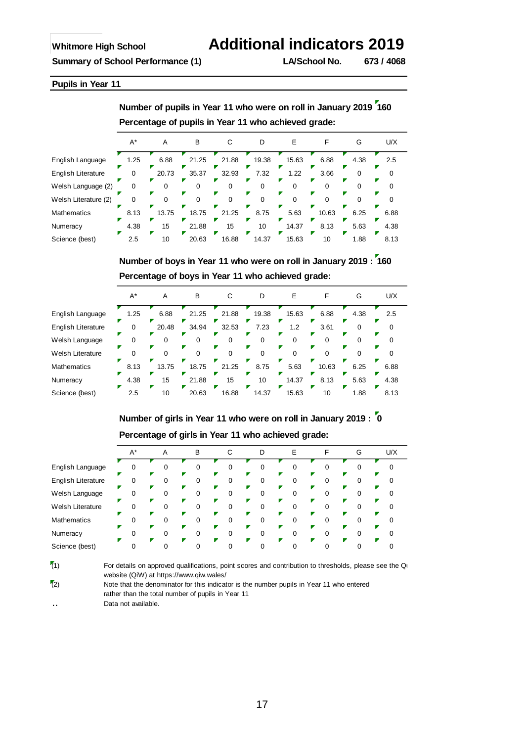**Whitmore High School**

# Additional indicators 2019

**Summary of School Performance (1)** **LA/School No. 673 / 4068**

## Pupils in Year 11

**Number of pupils in Year 11 who were on roll in January 2019 160**

**Percentage of pupils in Year 11 who achieved grade:**

| | A* | A | B | C | D | E | F | G | U/X |
|---|---|---|---|---|---|---|---|---|---|
| English Language | 1.25 | 6.88 | 21.25 | 21.88 | 19.38 | 15.63 | 6.88 | 4.38 | 2.5 |
| English Literature | 0 | 20.73 | 35.37 | 32.93 | 7.32 | 1.22 | 3.66 | 0 | 0 |
| Welsh Language (2) | 0 | 0 | 0 | 0 | 0 | 0 | 0 | 0 | 0 |
| Welsh Literature (2) | 0 | 0 | 0 | 0 | 0 | 0 | 0 | 0 | 0 |
| Mathematics | 8.13 | 13.75 | 18.75 | 21.25 | 8.75 | 5.63 | 10.63 | 6.25 | 6.88 |
| Numeracy | 4.38 | 15 | 21.88 | 15 | 10 | 14.37 | 8.13 | 5.63 | 4.38 |
| Science (best) | 2.5 | 10 | 20.63 | 16.88 | 14.37 | 15.63 | 10 | 1.88 | 8.13 |

**Number of boys in Year 11 who were on roll in January 2019 : 160**

**Percentage of boys in Year 11 who achieved grade:**

| | A* | A | B | C | D | E | F | G | U/X |
|---|---|---|---|---|---|---|---|---|---|
| English Language | 1.25 | 6.88 | 21.25 | 21.88 | 19.38 | 15.63 | 6.88 | 4.38 | 2.5 |
| English Literature | 0 | 20.48 | 34.94 | 32.53 | 7.23 | 1.2 | 3.61 | 0 | 0 |
| Welsh Language | 0 | 0 | 0 | 0 | 0 | 0 | 0 | 0 | 0 |
| Welsh Literature | 0 | 0 | 0 | 0 | 0 | 0 | 0 | 0 | 0 |
| Mathematics | 8.13 | 13.75 | 18.75 | 21.25 | 8.75 | 5.63 | 10.63 | 6.25 | 6.88 |
| Numeracy | 4.38 | 15 | 21.88 | 15 | 10 | 14.37 | 8.13 | 5.63 | 4.38 |
| Science (best) | 2.5 | 10 | 20.63 | 16.88 | 14.37 | 15.63 | 10 | 1.88 | 8.13 |

**Number of girls in Year 11 who were on roll in January 2019 : 0**

**Percentage of girls in Year 11 who achieved grade:**

| | A* | A | B | C | D | E | F | G | U/X |
|---|---|---|---|---|---|---|---|---|---|
| English Language | 0 | 0 | 0 | 0 | 0 | 0 | 0 | 0 | 0 |
| English Literature | 0 | 0 | 0 | 0 | 0 | 0 | 0 | 0 | 0 |
| Welsh Language | 0 | 0 | 0 | 0 | 0 | 0 | 0 | 0 | 0 |
| Welsh Literature | 0 | 0 | 0 | 0 | 0 | 0 | 0 | 0 | 0 |
| Mathematics | 0 | 0 | 0 | 0 | 0 | 0 | 0 | 0 | 0 |
| Numeracy | 0 | 0 | 0 | 0 | 0 | 0 | 0 | 0 | 0 |
| Science (best) | 0 | 0 | 0 | 0 | 0 | 0 | 0 | 0 | 0 |

(1) For details on approved qualifications, point scores and contribution to thresholds, please see the Qu website (QiW) at https://www.qiw.wales/

(2) Note that the denominator for this indicator is the number pupils in Year 11 who entered rather than the total number of pupils in Year 11

.. Data not available.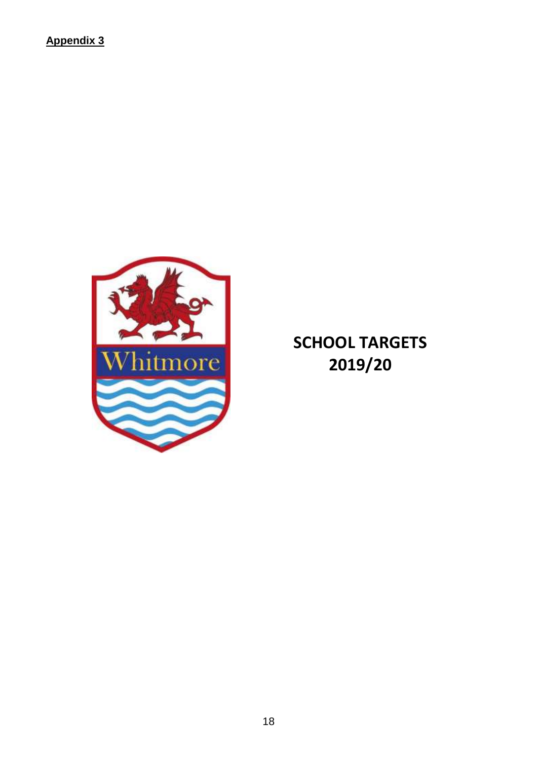**Appendix 3**

# SCHOOL TARGETS 2019/20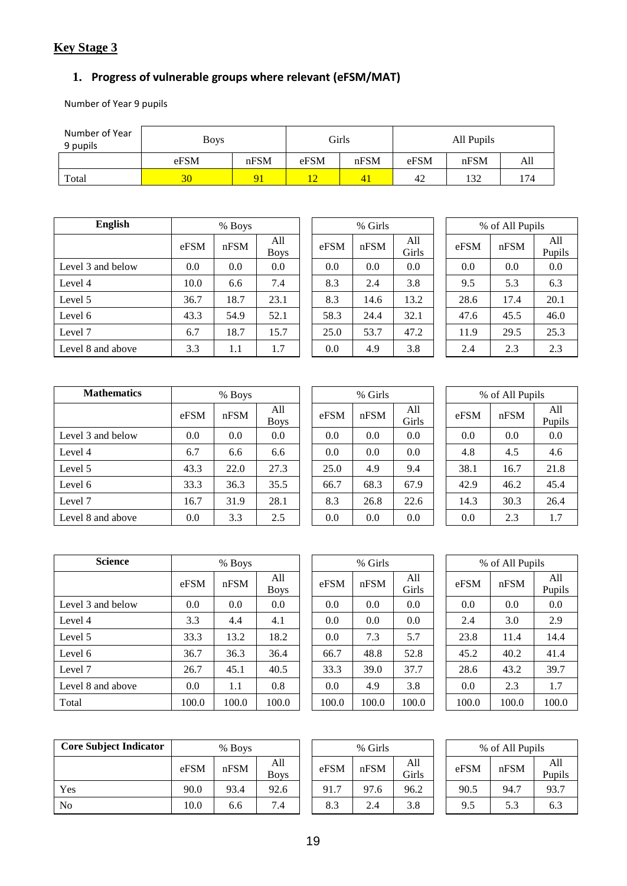## Key Stage 3

### 1. Progress of vulnerable groups where relevant (eFSM/MAT)

Number of Year 9 pupils

| Number of Year 9 pupils | Boys | | Girls | | All Pupils | | |
|---|---|---|---|---|---|---|---|
| | eFSM | nFSM | eFSM | nFSM | eFSM | nFSM | All |
| Total | 30 | 91 | 12 | 41 | 42 | 132 | 174 |

| English | % Boys | | | % Girls | | | % of All Pupils | | |
|---|---|---|---|---|---|---|---|---|---|
| | eFSM | nFSM | All Boys | eFSM | nFSM | All Girls | eFSM | nFSM | All Pupils |
| Level 3 and below | 0.0 | 0.0 | 0.0 | 0.0 | 0.0 | 0.0 | 0.0 | 0.0 | 0.0 |
| Level 4 | 10.0 | 6.6 | 7.4 | 8.3 | 2.4 | 3.8 | 9.5 | 5.3 | 6.3 |
| Level 5 | 36.7 | 18.7 | 23.1 | 8.3 | 14.6 | 13.2 | 28.6 | 17.4 | 20.1 |
| Level 6 | 43.3 | 54.9 | 52.1 | 58.3 | 24.4 | 32.1 | 47.6 | 45.5 | 46.0 |
| Level 7 | 6.7 | 18.7 | 15.7 | 25.0 | 53.7 | 47.2 | 11.9 | 29.5 | 25.3 |
| Level 8 and above | 3.3 | 1.1 | 1.7 | 0.0 | 4.9 | 3.8 | 2.4 | 2.3 | 2.3 |

| Mathematics | % Boys | | | % Girls | | | % of All Pupils | | |
|---|---|---|---|---|---|---|---|---|---|
| | eFSM | nFSM | All Boys | eFSM | nFSM | All Girls | eFSM | nFSM | All Pupils |
| Level 3 and below | 0.0 | 0.0 | 0.0 | 0.0 | 0.0 | 0.0 | 0.0 | 0.0 | 0.0 |
| Level 4 | 6.7 | 6.6 | 6.6 | 0.0 | 0.0 | 0.0 | 4.8 | 4.5 | 4.6 |
| Level 5 | 43.3 | 22.0 | 27.3 | 25.0 | 4.9 | 9.4 | 38.1 | 16.7 | 21.8 |
| Level 6 | 33.3 | 36.3 | 35.5 | 66.7 | 68.3 | 67.9 | 42.9 | 46.2 | 45.4 |
| Level 7 | 16.7 | 31.9 | 28.1 | 8.3 | 26.8 | 22.6 | 14.3 | 30.3 | 26.4 |
| Level 8 and above | 0.0 | 3.3 | 2.5 | 0.0 | 0.0 | 0.0 | 0.0 | 2.3 | 1.7 |

| Science | % Boys | | | % Girls | | | % of All Pupils | | |
|---|---|---|---|---|---|---|---|---|---|
| | eFSM | nFSM | All Boys | eFSM | nFSM | All Girls | eFSM | nFSM | All Pupils |
| Level 3 and below | 0.0 | 0.0 | 0.0 | 0.0 | 0.0 | 0.0 | 0.0 | 0.0 | 0.0 |
| Level 4 | 3.3 | 4.4 | 4.1 | 0.0 | 0.0 | 0.0 | 2.4 | 3.0 | 2.9 |
| Level 5 | 33.3 | 13.2 | 18.2 | 0.0 | 7.3 | 5.7 | 23.8 | 11.4 | 14.4 |
| Level 6 | 36.7 | 36.3 | 36.4 | 66.7 | 48.8 | 52.8 | 45.2 | 40.2 | 41.4 |
| Level 7 | 26.7 | 45.1 | 40.5 | 33.3 | 39.0 | 37.7 | 28.6 | 43.2 | 39.7 |
| Level 8 and above | 0.0 | 1.1 | 0.8 | 0.0 | 4.9 | 3.8 | 0.0 | 2.3 | 1.7 |
| Total | 100.0 | 100.0 | 100.0 | 100.0 | 100.0 | 100.0 | 100.0 | 100.0 | 100.0 |

| Core Subject Indicator | % Boys | | | % Girls | | | % of All Pupils | | |
|---|---|---|---|---|---|---|---|---|---|
| | eFSM | nFSM | All Boys | eFSM | nFSM | All Girls | eFSM | nFSM | All Pupils |
| Yes | 90.0 | 93.4 | 92.6 | 91.7 | 97.6 | 96.2 | 90.5 | 94.7 | 93.7 |
| No | 10.0 | 6.6 | 7.4 | 8.3 | 2.4 | 3.8 | 9.5 | 5.3 | 6.3 |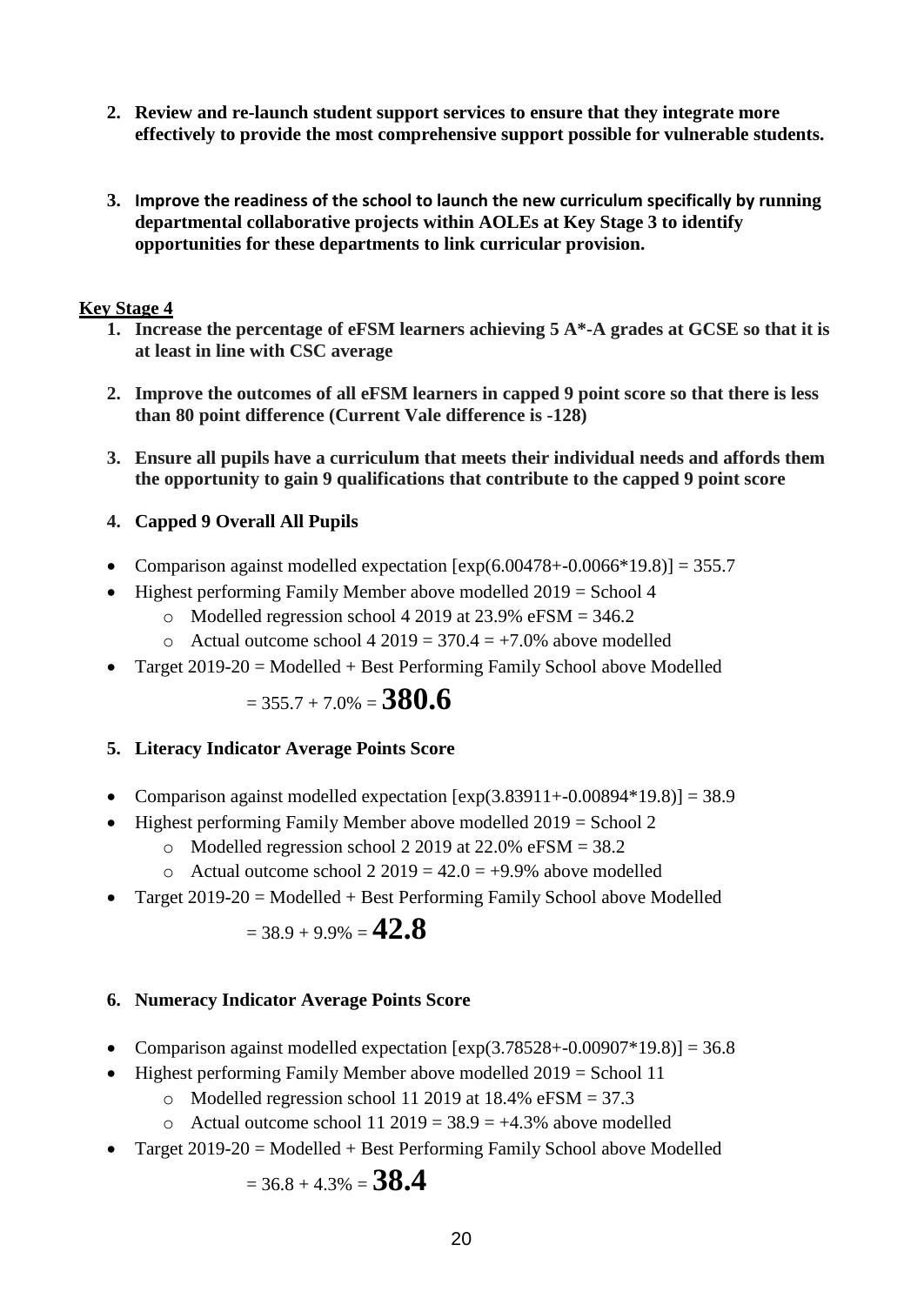2. **Review and re-launch student support services to ensure that they integrate more effectively to provide the most comprehensive support possible for vulnerable students.**

3. **Improve the readiness of the school to launch the new curriculum specifically by running departmental collaborative projects within AOLEs at Key Stage 3 to identify opportunities for these departments to link curricular provision.**

**Key Stage 4**

1. **Increase the percentage of eFSM learners achieving 5 A*-A grades at GCSE so that it is at least in line with CSC average**

2. **Improve the outcomes of all eFSM learners in capped 9 point score so that there is less than 80 point difference (Current Vale difference is -128)**

3. **Ensure all pupils have a curriculum that meets their individual needs and affords them the opportunity to gain 9 qualifications that contribute to the capped 9 point score**

4. **Capped 9 Overall All Pupils**

- Comparison against modelled expectation [exp(6.00478+-0.0066*19.8)] = 355.7
- Highest performing Family Member above modelled 2019 = School 4
  - Modelled regression school 4 2019 at 23.9% eFSM = 346.2
  - Actual outcome school 4 2019 = 370.4 = +7.0% above modelled
- Target 2019-20 = Modelled + Best Performing Family School above Modelled

  = 355.7 + 7.0% = **380.6**

5. **Literacy Indicator Average Points Score**

- Comparison against modelled expectation [exp(3.83911+-0.00894*19.8)] = 38.9
- Highest performing Family Member above modelled 2019 = School 2
  - Modelled regression school 2 2019 at 22.0% eFSM = 38.2
  - Actual outcome school 2 2019 = 42.0 = +9.9% above modelled
- Target 2019-20 = Modelled + Best Performing Family School above Modelled

  = 38.9 + 9.9% = **42.8**

6. **Numeracy Indicator Average Points Score**

- Comparison against modelled expectation [exp(3.78528+-0.00907*19.8)] = 36.8
- Highest performing Family Member above modelled 2019 = School 11
  - Modelled regression school 11 2019 at 18.4% eFSM = 37.3
  - Actual outcome school 11 2019 = 38.9 = +4.3% above modelled
- Target 2019-20 = Modelled + Best Performing Family School above Modelled

  = 36.8 + 4.3% = **38.4**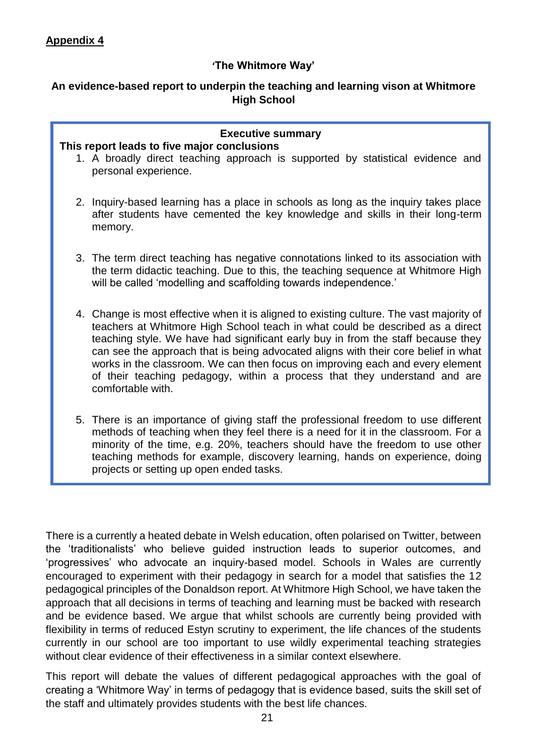**Appendix 4**

**'The Whitmore Way'**

**An evidence-based report to underpin the teaching and learning vison at Whitmore High School**

**Executive summary**

**This report leads to five major conclusions**

1. A broadly direct teaching approach is supported by statistical evidence and personal experience.

2. Inquiry-based learning has a place in schools as long as the inquiry takes place after students have cemented the key knowledge and skills in their long-term memory.

3. The term direct teaching has negative connotations linked to its association with the term didactic teaching. Due to this, the teaching sequence at Whitmore High will be called 'modelling and scaffolding towards independence.'

4. Change is most effective when it is aligned to existing culture. The vast majority of teachers at Whitmore High School teach in what could be described as a direct teaching style. We have had significant early buy in from the staff because they can see the approach that is being advocated aligns with their core belief in what works in the classroom. We can then focus on improving each and every element of their teaching pedagogy, within a process that they understand and are comfortable with.

5. There is an importance of giving staff the professional freedom to use different methods of teaching when they feel there is a need for it in the classroom. For a minority of the time, e.g. 20%, teachers should have the freedom to use other teaching methods for example, discovery learning, hands on experience, doing projects or setting up open ended tasks.

There is a currently a heated debate in Welsh education, often polarised on Twitter, between the 'traditionalists' who believe guided instruction leads to superior outcomes, and 'progressives' who advocate an inquiry-based model. Schools in Wales are currently encouraged to experiment with their pedagogy in search for a model that satisfies the 12 pedagogical principles of the Donaldson report. At Whitmore High School, we have taken the approach that all decisions in terms of teaching and learning must be backed with research and be evidence based. We argue that whilst schools are currently being provided with flexibility in terms of reduced Estyn scrutiny to experiment, the life chances of the students currently in our school are too important to use wildly experimental teaching strategies without clear evidence of their effectiveness in a similar context elsewhere.

This report will debate the values of different pedagogical approaches with the goal of creating a 'Whitmore Way' in terms of pedagogy that is evidence based, suits the skill set of the staff and ultimately provides students with the best life chances.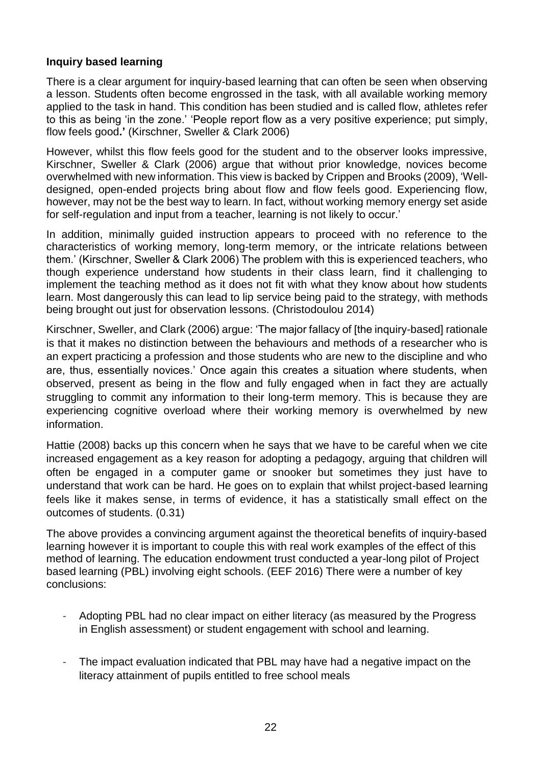**Inquiry based learning**

There is a clear argument for inquiry-based learning that can often be seen when observing a lesson. Students often become engrossed in the task, with all available working memory applied to the task in hand. This condition has been studied and is called flow, athletes refer to this as being 'in the zone.' 'People report flow as a very positive experience; put simply, flow feels good**.'** (Kirschner, Sweller & Clark 2006)

However, whilst this flow feels good for the student and to the observer looks impressive, Kirschner, Sweller & Clark (2006) argue that without prior knowledge, novices become overwhelmed with new information. This view is backed by Crippen and Brooks (2009), 'Well-designed, open-ended projects bring about flow and flow feels good. Experiencing flow, however, may not be the best way to learn. In fact, without working memory energy set aside for self-regulation and input from a teacher, learning is not likely to occur.'

In addition, minimally guided instruction appears to proceed with no reference to the characteristics of working memory, long-term memory, or the intricate relations between them.' (Kirschner, Sweller & Clark 2006) The problem with this is experienced teachers, who though experience understand how students in their class learn, find it challenging to implement the teaching method as it does not fit with what they know about how students learn. Most dangerously this can lead to lip service being paid to the strategy, with methods being brought out just for observation lessons. (Christodoulou 2014)

Kirschner, Sweller, and Clark (2006) argue: 'The major fallacy of [the inquiry-based] rationale is that it makes no distinction between the behaviours and methods of a researcher who is an expert practicing a profession and those students who are new to the discipline and who are, thus, essentially novices.' Once again this creates a situation where students, when observed, present as being in the flow and fully engaged when in fact they are actually struggling to commit any information to their long-term memory. This is because they are experiencing cognitive overload where their working memory is overwhelmed by new information.

Hattie (2008) backs up this concern when he says that we have to be careful when we cite increased engagement as a key reason for adopting a pedagogy, arguing that children will often be engaged in a computer game or snooker but sometimes they just have to understand that work can be hard. He goes on to explain that whilst project-based learning feels like it makes sense, in terms of evidence, it has a statistically small effect on the outcomes of students. (0.31)

The above provides a convincing argument against the theoretical benefits of inquiry-based learning however it is important to couple this with real work examples of the effect of this method of learning. The education endowment trust conducted a year-long pilot of Project based learning (PBL) involving eight schools. (EEF 2016) There were a number of key conclusions:

- Adopting PBL had no clear impact on either literacy (as measured by the Progress in English assessment) or student engagement with school and learning.

- The impact evaluation indicated that PBL may have had a negative impact on the literacy attainment of pupils entitled to free school meals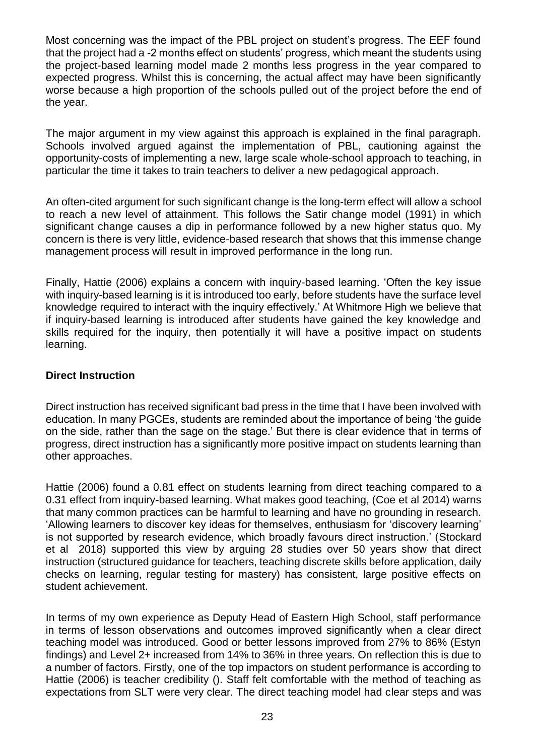Most concerning was the impact of the PBL project on student's progress. The EEF found that the project had a -2 months effect on students' progress, which meant the students using the project-based learning model made 2 months less progress in the year compared to expected progress. Whilst this is concerning, the actual affect may have been significantly worse because a high proportion of the schools pulled out of the project before the end of the year.

The major argument in my view against this approach is explained in the final paragraph. Schools involved argued against the implementation of PBL, cautioning against the opportunity-costs of implementing a new, large scale whole-school approach to teaching, in particular the time it takes to train teachers to deliver a new pedagogical approach.

An often-cited argument for such significant change is the long-term effect will allow a school to reach a new level of attainment. This follows the Satir change model (1991) in which significant change causes a dip in performance followed by a new higher status quo. My concern is there is very little, evidence-based research that shows that this immense change management process will result in improved performance in the long run.

Finally, Hattie (2006) explains a concern with inquiry-based learning. 'Often the key issue with inquiry-based learning is it is introduced too early, before students have the surface level knowledge required to interact with the inquiry effectively.' At Whitmore High we believe that if inquiry-based learning is introduced after students have gained the key knowledge and skills required for the inquiry, then potentially it will have a positive impact on students learning.

**Direct Instruction**

Direct instruction has received significant bad press in the time that I have been involved with education. In many PGCEs, students are reminded about the importance of being 'the guide on the side, rather than the sage on the stage.' But there is clear evidence that in terms of progress, direct instruction has a significantly more positive impact on students learning than other approaches.

Hattie (2006) found a 0.81 effect on students learning from direct teaching compared to a 0.31 effect from inquiry-based learning. What makes good teaching, (Coe et al 2014) warns that many common practices can be harmful to learning and have no grounding in research. 'Allowing learners to discover key ideas for themselves, enthusiasm for 'discovery learning' is not supported by research evidence, which broadly favours direct instruction.' (Stockard et al 2018) supported this view by arguing 28 studies over 50 years show that direct instruction (structured guidance for teachers, teaching discrete skills before application, daily checks on learning, regular testing for mastery) has consistent, large positive effects on student achievement.

In terms of my own experience as Deputy Head of Eastern High School, staff performance in terms of lesson observations and outcomes improved significantly when a clear direct teaching model was introduced. Good or better lessons improved from 27% to 86% (Estyn findings) and Level 2+ increased from 14% to 36% in three years. On reflection this is due to a number of factors. Firstly, one of the top impactors on student performance is according to Hattie (2006) is teacher credibility (). Staff felt comfortable with the method of teaching as expectations from SLT were very clear. The direct teaching model had clear steps and was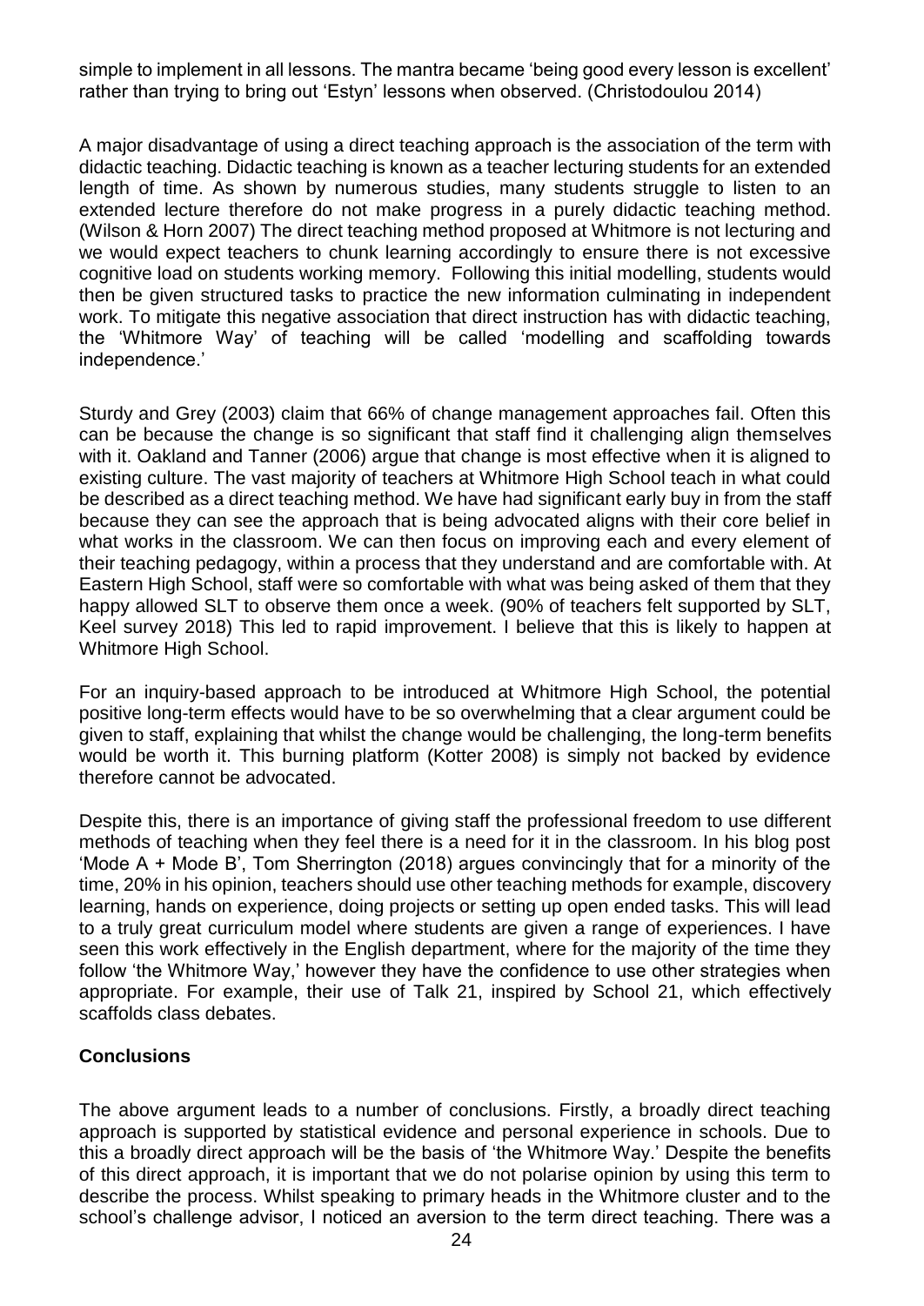simple to implement in all lessons. The mantra became 'being good every lesson is excellent' rather than trying to bring out 'Estyn' lessons when observed. (Christodoulou 2014)

A major disadvantage of using a direct teaching approach is the association of the term with didactic teaching. Didactic teaching is known as a teacher lecturing students for an extended length of time. As shown by numerous studies, many students struggle to listen to an extended lecture therefore do not make progress in a purely didactic teaching method. (Wilson & Horn 2007) The direct teaching method proposed at Whitmore is not lecturing and we would expect teachers to chunk learning accordingly to ensure there is not excessive cognitive load on students working memory. Following this initial modelling, students would then be given structured tasks to practice the new information culminating in independent work. To mitigate this negative association that direct instruction has with didactic teaching, the 'Whitmore Way' of teaching will be called 'modelling and scaffolding towards independence.'

Sturdy and Grey (2003) claim that 66% of change management approaches fail. Often this can be because the change is so significant that staff find it challenging align themselves with it. Oakland and Tanner (2006) argue that change is most effective when it is aligned to existing culture. The vast majority of teachers at Whitmore High School teach in what could be described as a direct teaching method. We have had significant early buy in from the staff because they can see the approach that is being advocated aligns with their core belief in what works in the classroom. We can then focus on improving each and every element of their teaching pedagogy, within a process that they understand and are comfortable with. At Eastern High School, staff were so comfortable with what was being asked of them that they happy allowed SLT to observe them once a week. (90% of teachers felt supported by SLT, Keel survey 2018) This led to rapid improvement. I believe that this is likely to happen at Whitmore High School.

For an inquiry-based approach to be introduced at Whitmore High School, the potential positive long-term effects would have to be so overwhelming that a clear argument could be given to staff, explaining that whilst the change would be challenging, the long-term benefits would be worth it. This burning platform (Kotter 2008) is simply not backed by evidence therefore cannot be advocated.

Despite this, there is an importance of giving staff the professional freedom to use different methods of teaching when they feel there is a need for it in the classroom. In his blog post 'Mode A + Mode B', Tom Sherrington (2018) argues convincingly that for a minority of the time, 20% in his opinion, teachers should use other teaching methods for example, discovery learning, hands on experience, doing projects or setting up open ended tasks. This will lead to a truly great curriculum model where students are given a range of experiences. I have seen this work effectively in the English department, where for the majority of the time they follow 'the Whitmore Way,' however they have the confidence to use other strategies when appropriate. For example, their use of Talk 21, inspired by School 21, which effectively scaffolds class debates.

**Conclusions**

The above argument leads to a number of conclusions. Firstly, a broadly direct teaching approach is supported by statistical evidence and personal experience in schools. Due to this a broadly direct approach will be the basis of 'the Whitmore Way.' Despite the benefits of this direct approach, it is important that we do not polarise opinion by using this term to describe the process. Whilst speaking to primary heads in the Whitmore cluster and to the school's challenge advisor, I noticed an aversion to the term direct teaching. There was a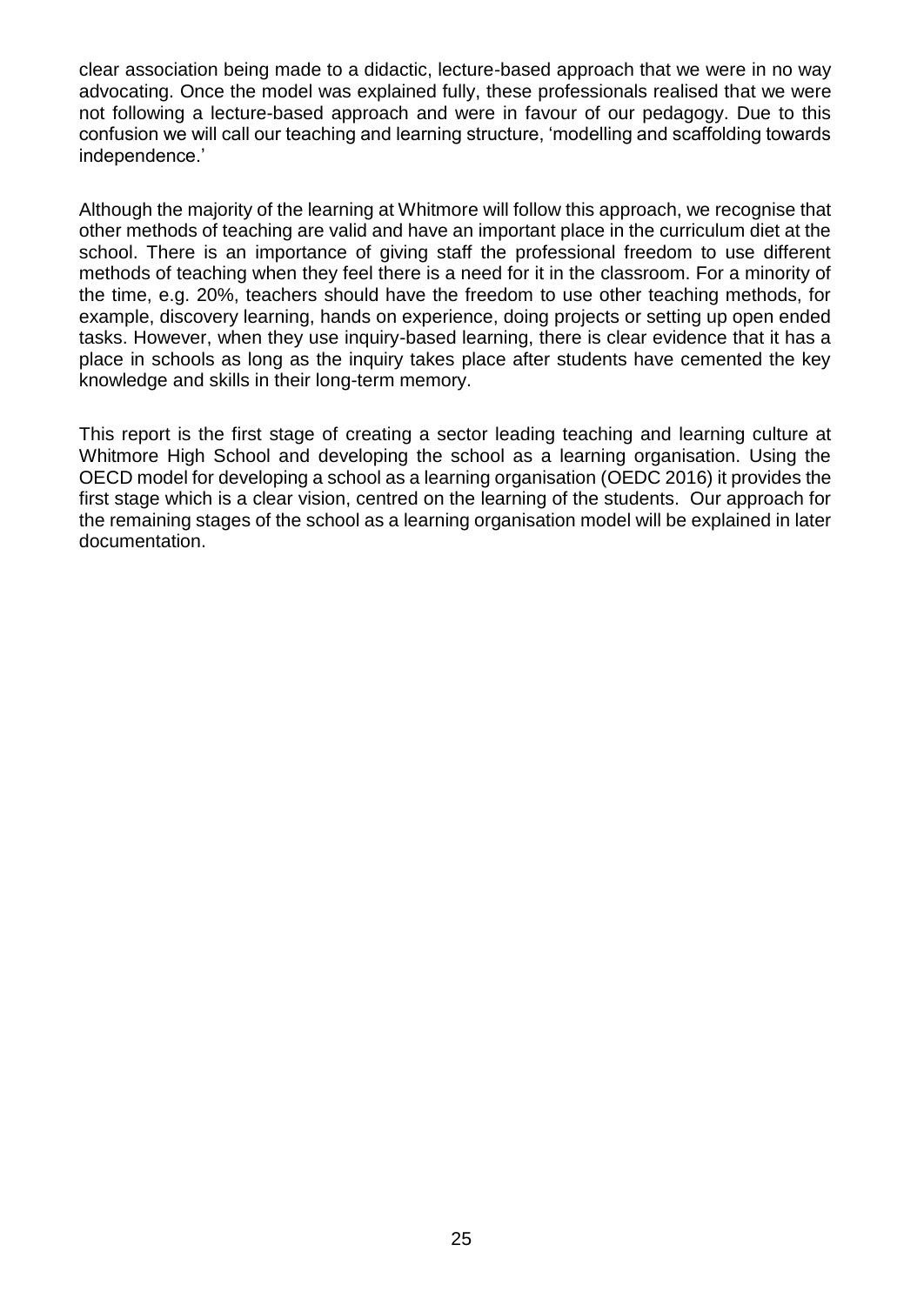clear association being made to a didactic, lecture-based approach that we were in no way advocating. Once the model was explained fully, these professionals realised that we were not following a lecture-based approach and were in favour of our pedagogy. Due to this confusion we will call our teaching and learning structure, 'modelling and scaffolding towards independence.'

Although the majority of the learning at Whitmore will follow this approach, we recognise that other methods of teaching are valid and have an important place in the curriculum diet at the school. There is an importance of giving staff the professional freedom to use different methods of teaching when they feel there is a need for it in the classroom. For a minority of the time, e.g. 20%, teachers should have the freedom to use other teaching methods, for example, discovery learning, hands on experience, doing projects or setting up open ended tasks. However, when they use inquiry-based learning, there is clear evidence that it has a place in schools as long as the inquiry takes place after students have cemented the key knowledge and skills in their long-term memory.

This report is the first stage of creating a sector leading teaching and learning culture at Whitmore High School and developing the school as a learning organisation. Using the OECD model for developing a school as a learning organisation (OEDC 2016) it provides the first stage which is a clear vision, centred on the learning of the students. Our approach for the remaining stages of the school as a learning organisation model will be explained in later documentation.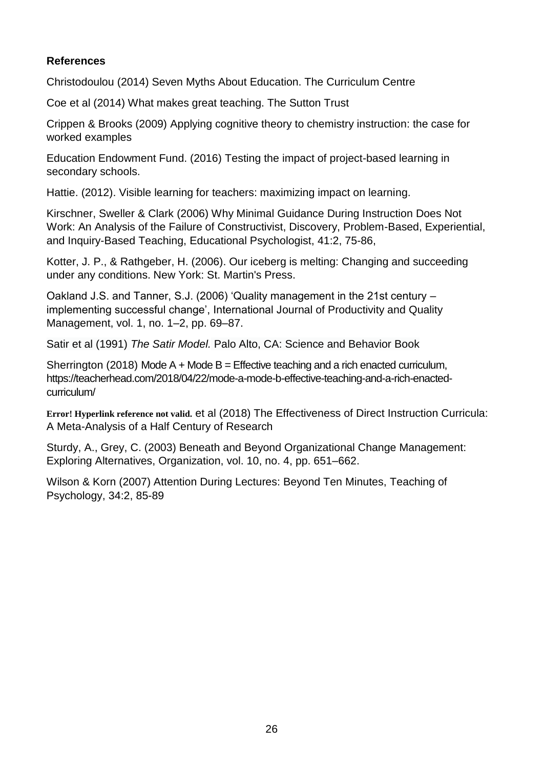**References**

Christodoulou (2014) Seven Myths About Education. The Curriculum Centre

Coe et al (2014) What makes great teaching. The Sutton Trust

Crippen & Brooks (2009) Applying cognitive theory to chemistry instruction: the case for worked examples

Education Endowment Fund. (2016) Testing the impact of project-based learning in secondary schools.

Hattie. (2012). Visible learning for teachers: maximizing impact on learning.

Kirschner, Sweller & Clark (2006) Why Minimal Guidance During Instruction Does Not Work: An Analysis of the Failure of Constructivist, Discovery, Problem-Based, Experiential, and Inquiry-Based Teaching, Educational Psychologist, 41:2, 75-86,

Kotter, J. P., & Rathgeber, H. (2006). Our iceberg is melting: Changing and succeeding under any conditions. New York: St. Martin's Press.

Oakland J.S. and Tanner, S.J. (2006) 'Quality management in the 21st century – implementing successful change', International Journal of Productivity and Quality Management, vol. 1, no. 1–2, pp. 69–87.

Satir et al (1991) *The Satir Model.* Palo Alto, CA: Science and Behavior Book

Sherrington (2018) Mode A + Mode B = Effective teaching and a rich enacted curriculum, https://teacherhead.com/2018/04/22/mode-a-mode-b-effective-teaching-and-a-rich-enacted-curriculum/

**Error! Hyperlink reference not valid.** et al (2018) The Effectiveness of Direct Instruction Curricula: A Meta-Analysis of a Half Century of Research

Sturdy, A., Grey, C. (2003) Beneath and Beyond Organizational Change Management: Exploring Alternatives, Organization, vol. 10, no. 4, pp. 651–662.

Wilson & Korn (2007) Attention During Lectures: Beyond Ten Minutes, Teaching of Psychology, 34:2, 85-89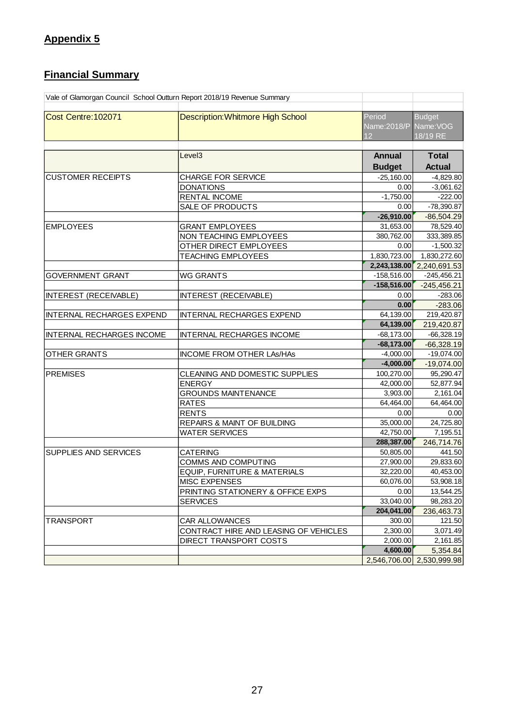## Appendix 5

## Financial Summary

| Vale of Glamorgan Council School Outturn Report 2018/19 Revenue Summary | | | |
|---|---|---|---|
| Cost Centre:102071 | Description:Whitmore High School | Period Name:2018/P 12 | Budget Name:VOG 18/19 RE |
| | Level3 | **Annual Budget** | **Total Actual** |
| CUSTOMER RECEIPTS | CHARGE FOR SERVICE | -25,160.00 | -4,829.80 |
| | DONATIONS | 0.00 | -3,061.62 |
| | RENTAL INCOME | -1,750.00 | -222.00 |
| | SALE OF PRODUCTS | 0.00 | -78,390.87 |
| | | **-26,910.00** | -86,504.29 |
| EMPLOYEES | GRANT EMPLOYEES | 31,653.00 | 78,529.40 |
| | NON TEACHING EMPLOYEES | 380,762.00 | 333,389.85 |
| | OTHER DIRECT EMPLOYEES | 0.00 | -1,500.32 |
| | TEACHING EMPLOYEES | 1,830,723.00 | 1,830,272.60 |
| | | **2,243,138.00** | 2,240,691.53 |
| GOVERNMENT GRANT | WG GRANTS | -158,516.00 | -245,456.21 |
| | | **-158,516.00** | -245,456.21 |
| INTEREST (RECEIVABLE) | INTEREST (RECEIVABLE) | 0.00 | -283.06 |
| | | **0.00** | -283.06 |
| INTERNAL RECHARGES EXPEND | INTERNAL RECHARGES EXPEND | 64,139.00 | 219,420.87 |
| | | **64,139.00** | 219,420.87 |
| INTERNAL RECHARGES INCOME | INTERNAL RECHARGES INCOME | -68,173.00 | -66,328.19 |
| | | **-68,173.00** | -66,328.19 |
| OTHER GRANTS | INCOME FROM OTHER LAs/HAs | -4,000.00 | -19,074.00 |
| | | **-4,000.00** | -19,074.00 |
| PREMISES | CLEANING AND DOMESTIC SUPPLIES | 100,270.00 | 95,290.47 |
| | ENERGY | 42,000.00 | 52,877.94 |
| | GROUNDS MAINTENANCE | 3,903.00 | 2,161.04 |
| | RATES | 64,464.00 | 64,464.00 |
| | RENTS | 0.00 | 0.00 |
| | REPAIRS & MAINT OF BUILDING | 35,000.00 | 24,725.80 |
| | WATER SERVICES | 42,750.00 | 7,195.51 |
| | | **288,387.00** | 246,714.76 |
| SUPPLIES AND SERVICES | CATERING | 50,805.00 | 441.50 |
| | COMMS AND COMPUTING | 27,900.00 | 29,833.60 |
| | EQUIP, FURNITURE & MATERIALS | 32,220.00 | 40,453.00 |
| | MISC EXPENSES | 60,076.00 | 53,908.18 |
| | PRINTING STATIONERY & OFFICE EXPS | 0.00 | 13,544.25 |
| | SERVICES | 33,040.00 | 98,283.20 |
| | | **204,041.00** | 236,463.73 |
| TRANSPORT | CAR ALLOWANCES | 300.00 | 121.50 |
| | CONTRACT HIRE AND LEASING OF VEHICLES | 2,300.00 | 3,071.49 |
| | DIRECT TRANSPORT COSTS | 2,000.00 | 2,161.85 |
| | | **4,600.00** | 5,354.84 |
| | | 2,546,706.00 | 2,530,999.98 |